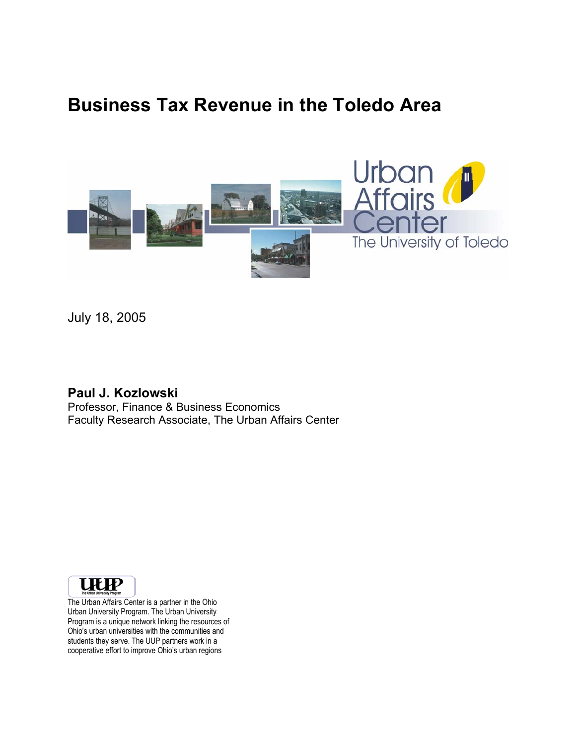# Business Tax Revenue in the Toledo Area

Urban Affairs Center
The University of Toledo

July 18, 2005

**Paul J. Kozlowski**
Professor, Finance & Business Economics
Faculty Research Associate, The Urban Affairs Center

UUP
The Urban University Program

The Urban Affairs Center is a partner in the Ohio Urban University Program. The Urban University Program is a unique network linking the resources of Ohio's urban universities with the communities and students they serve. The UUP partners work in a cooperative effort to improve Ohio's urban regions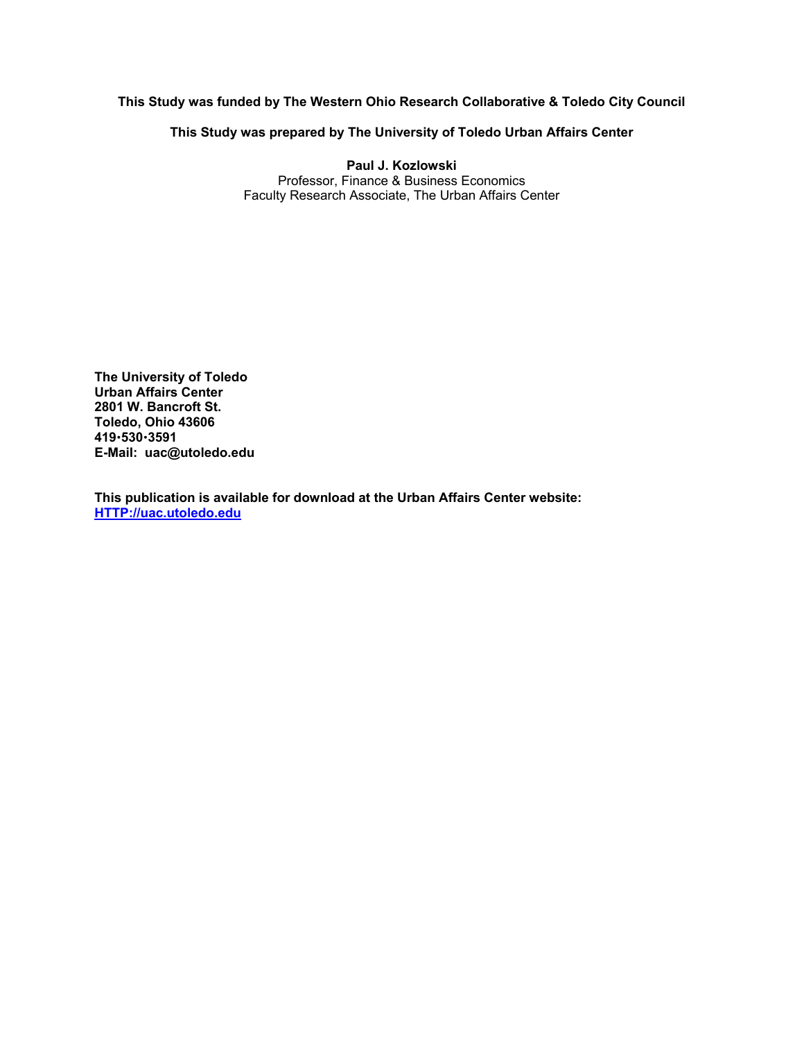**This Study was funded by The Western Ohio Research Collaborative & Toledo City Council**

**This Study was prepared by The University of Toledo Urban Affairs Center**

**Paul J. Kozlowski**
Professor, Finance & Business Economics
Faculty Research Associate, The Urban Affairs Center

**The University of Toledo**
**Urban Affairs Center**
**2801 W. Bancroft St.**
**Toledo, Ohio 43606**
**419•530•3591**
**E-Mail: uac@utoledo.edu**

**This publication is available for download at the Urban Affairs Center website:**
**HTTP://uac.utoledo.edu**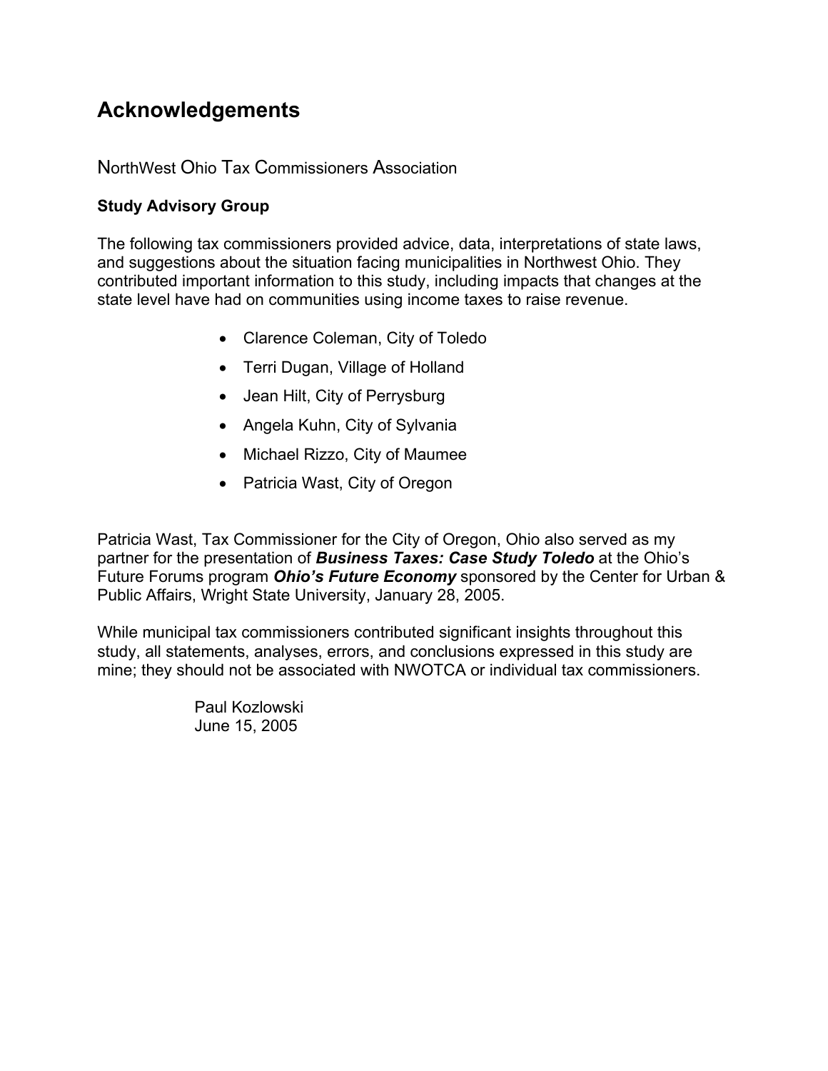# Acknowledgements

NorthWest Ohio Tax Commissioners Association

**Study Advisory Group**

The following tax commissioners provided advice, data, interpretations of state laws, and suggestions about the situation facing municipalities in Northwest Ohio. They contributed important information to this study, including impacts that changes at the state level have had on communities using income taxes to raise revenue.

- Clarence Coleman, City of Toledo
- Terri Dugan, Village of Holland
- Jean Hilt, City of Perrysburg
- Angela Kuhn, City of Sylvania
- Michael Rizzo, City of Maumee
- Patricia Wast, City of Oregon

Patricia Wast, Tax Commissioner for the City of Oregon, Ohio also served as my partner for the presentation of ***Business Taxes: Case Study Toledo*** at the Ohio's Future Forums program ***Ohio's Future Economy*** sponsored by the Center for Urban & Public Affairs, Wright State University, January 28, 2005.

While municipal tax commissioners contributed significant insights throughout this study, all statements, analyses, errors, and conclusions expressed in this study are mine; they should not be associated with NWOTCA or individual tax commissioners.

Paul Kozlowski
June 15, 2005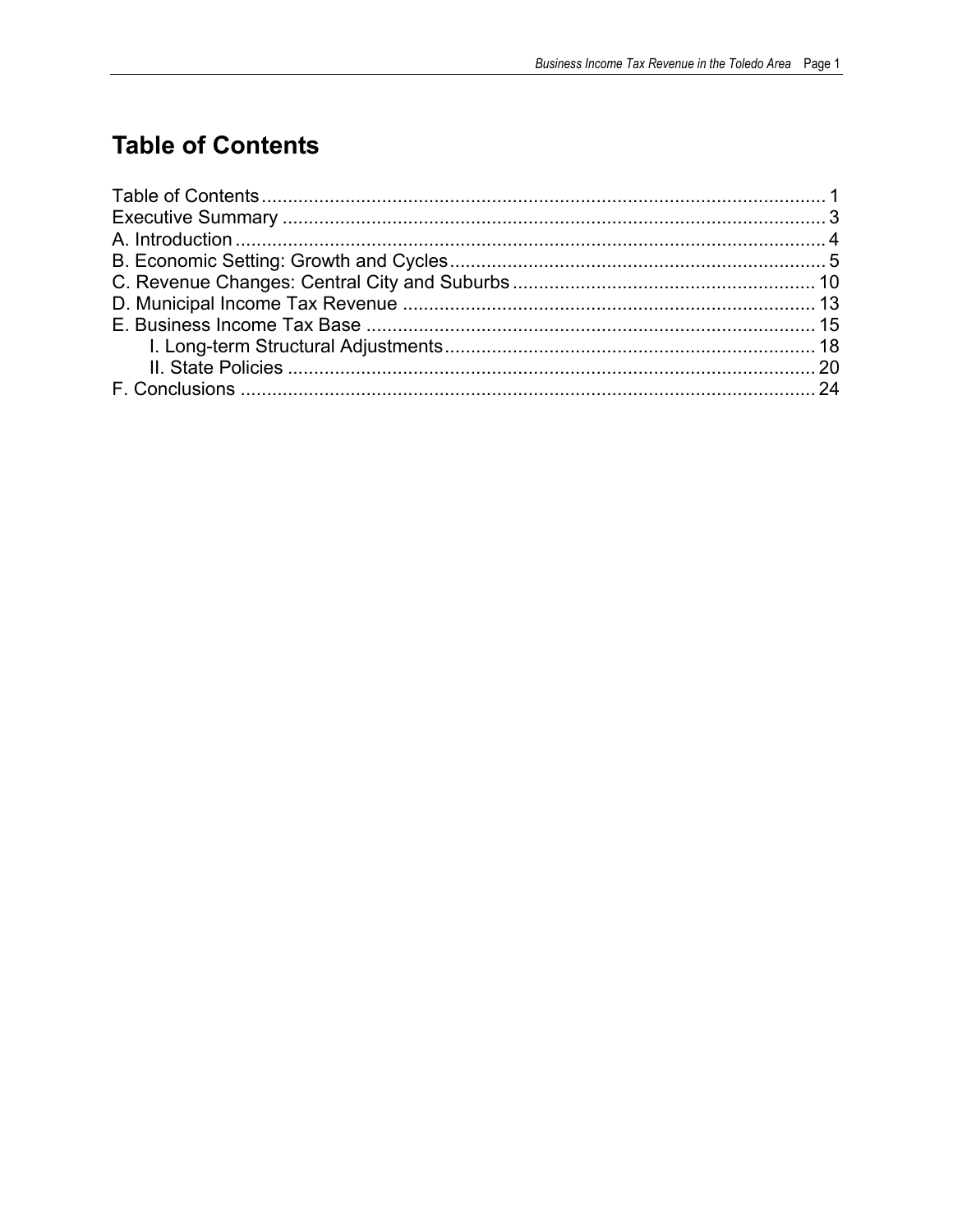# Table of Contents

Table of Contents ........................................................................................................... 1
Executive Summary ....................................................................................................... 3
A. Introduction ................................................................................................................ 4
B. Economic Setting: Growth and Cycles ....................................................................... 5
C. Revenue Changes: Central City and Suburbs .......................................................... 10
D. Municipal Income Tax Revenue .............................................................................. 13
E. Business Income Tax Base ..................................................................................... 15
    I. Long-term Structural Adjustments ...................................................................... 18
    II. State Policies .................................................................................................... 20
F. Conclusions ............................................................................................................. 24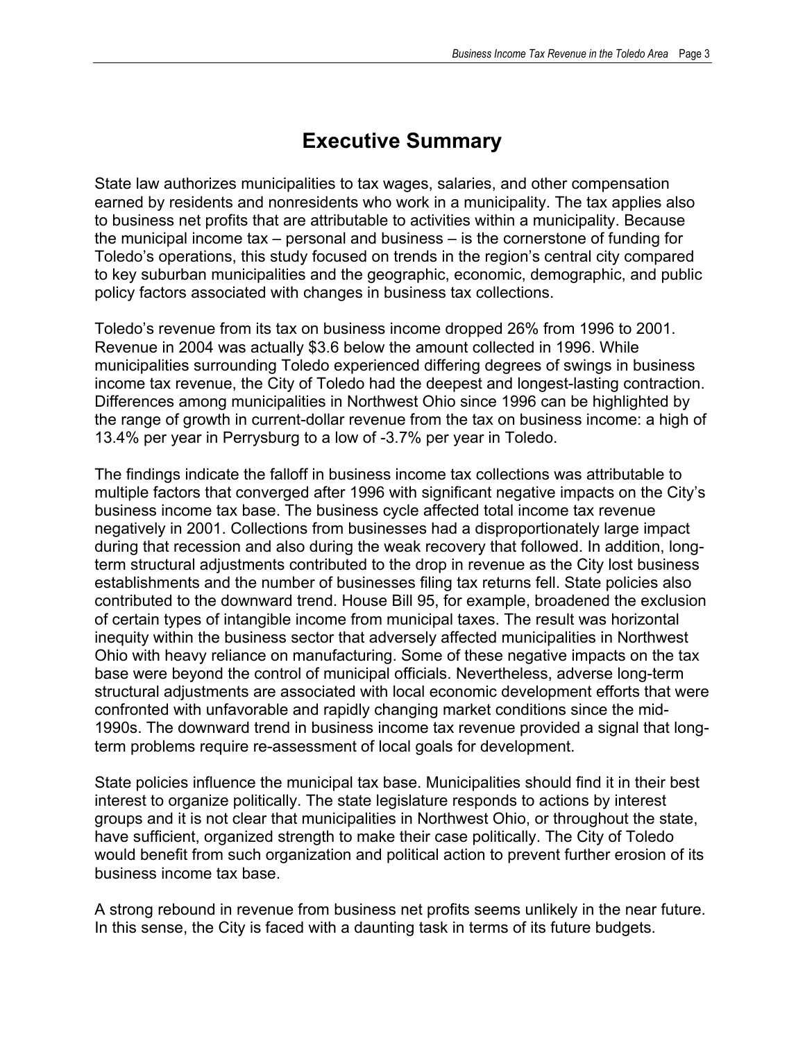# Executive Summary

State law authorizes municipalities to tax wages, salaries, and other compensation earned by residents and nonresidents who work in a municipality. The tax applies also to business net profits that are attributable to activities within a municipality. Because the municipal income tax – personal and business – is the cornerstone of funding for Toledo's operations, this study focused on trends in the region's central city compared to key suburban municipalities and the geographic, economic, demographic, and public policy factors associated with changes in business tax collections.

Toledo's revenue from its tax on business income dropped 26% from 1996 to 2001. Revenue in 2004 was actually $3.6 below the amount collected in 1996. While municipalities surrounding Toledo experienced differing degrees of swings in business income tax revenue, the City of Toledo had the deepest and longest-lasting contraction. Differences among municipalities in Northwest Ohio since 1996 can be highlighted by the range of growth in current-dollar revenue from the tax on business income: a high of 13.4% per year in Perrysburg to a low of -3.7% per year in Toledo.

The findings indicate the falloff in business income tax collections was attributable to multiple factors that converged after 1996 with significant negative impacts on the City's business income tax base. The business cycle affected total income tax revenue negatively in 2001. Collections from businesses had a disproportionately large impact during that recession and also during the weak recovery that followed. In addition, long-term structural adjustments contributed to the drop in revenue as the City lost business establishments and the number of businesses filing tax returns fell. State policies also contributed to the downward trend. House Bill 95, for example, broadened the exclusion of certain types of intangible income from municipal taxes. The result was horizontal inequity within the business sector that adversely affected municipalities in Northwest Ohio with heavy reliance on manufacturing. Some of these negative impacts on the tax base were beyond the control of municipal officials. Nevertheless, adverse long-term structural adjustments are associated with local economic development efforts that were confronted with unfavorable and rapidly changing market conditions since the mid-1990s. The downward trend in business income tax revenue provided a signal that long-term problems require re-assessment of local goals for development.

State policies influence the municipal tax base. Municipalities should find it in their best interest to organize politically. The state legislature responds to actions by interest groups and it is not clear that municipalities in Northwest Ohio, or throughout the state, have sufficient, organized strength to make their case politically. The City of Toledo would benefit from such organization and political action to prevent further erosion of its business income tax base.

A strong rebound in revenue from business net profits seems unlikely in the near future. In this sense, the City is faced with a daunting task in terms of its future budgets.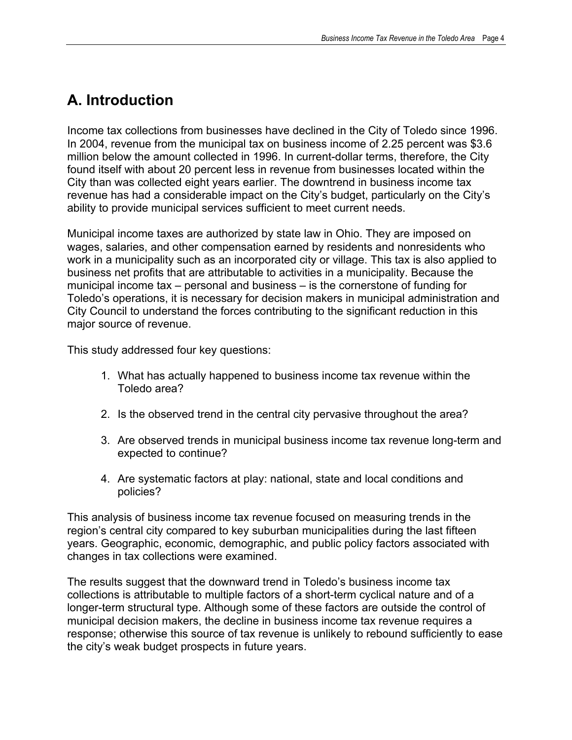## A. Introduction

Income tax collections from businesses have declined in the City of Toledo since 1996. In 2004, revenue from the municipal tax on business income of 2.25 percent was $3.6 million below the amount collected in 1996. In current-dollar terms, therefore, the City found itself with about 20 percent less in revenue from businesses located within the City than was collected eight years earlier. The downtrend in business income tax revenue has had a considerable impact on the City's budget, particularly on the City's ability to provide municipal services sufficient to meet current needs.

Municipal income taxes are authorized by state law in Ohio. They are imposed on wages, salaries, and other compensation earned by residents and nonresidents who work in a municipality such as an incorporated city or village. This tax is also applied to business net profits that are attributable to activities in a municipality. Because the municipal income tax – personal and business – is the cornerstone of funding for Toledo's operations, it is necessary for decision makers in municipal administration and City Council to understand the forces contributing to the significant reduction in this major source of revenue.

This study addressed four key questions:

1. What has actually happened to business income tax revenue within the Toledo area?

2. Is the observed trend in the central city pervasive throughout the area?

3. Are observed trends in municipal business income tax revenue long-term and expected to continue?

4. Are systematic factors at play: national, state and local conditions and policies?

This analysis of business income tax revenue focused on measuring trends in the region's central city compared to key suburban municipalities during the last fifteen years. Geographic, economic, demographic, and public policy factors associated with changes in tax collections were examined.

The results suggest that the downward trend in Toledo's business income tax collections is attributable to multiple factors of a short-term cyclical nature and of a longer-term structural type. Although some of these factors are outside the control of municipal decision makers, the decline in business income tax revenue requires a response; otherwise this source of tax revenue is unlikely to rebound sufficiently to ease the city's weak budget prospects in future years.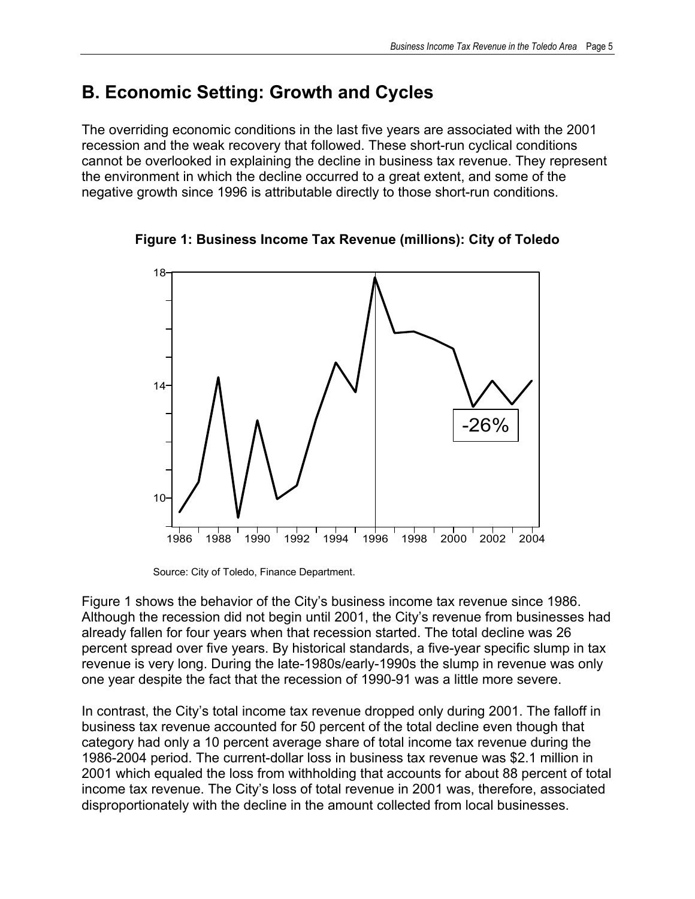## B. Economic Setting: Growth and Cycles

The overriding economic conditions in the last five years are associated with the 2001 recession and the weak recovery that followed. These short-run cyclical conditions cannot be overlooked in explaining the decline in business tax revenue. They represent the environment in which the decline occurred to a great extent, and some of the negative growth since 1996 is attributable directly to those short-run conditions.

**Figure 1: Business Income Tax Revenue (millions): City of Toledo**

Source: City of Toledo, Finance Department.

Figure 1 shows the behavior of the City's business income tax revenue since 1986. Although the recession did not begin until 2001, the City's revenue from businesses had already fallen for four years when that recession started. The total decline was 26 percent spread over five years. By historical standards, a five-year specific slump in tax revenue is very long. During the late-1980s/early-1990s the slump in revenue was only one year despite the fact that the recession of 1990-91 was a little more severe.

In contrast, the City's total income tax revenue dropped only during 2001. The falloff in business tax revenue accounted for 50 percent of the total decline even though that category had only a 10 percent average share of total income tax revenue during the 1986-2004 period. The current-dollar loss in business tax revenue was $2.1 million in 2001 which equaled the loss from withholding that accounts for about 88 percent of total income tax revenue. The City's loss of total revenue in 2001 was, therefore, associated disproportionately with the decline in the amount collected from local businesses.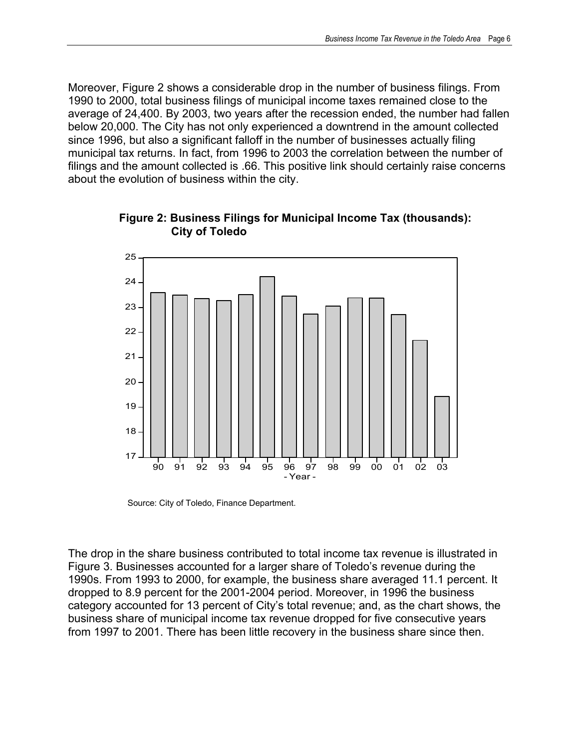Moreover, Figure 2 shows a considerable drop in the number of business filings. From 1990 to 2000, total business filings of municipal income taxes remained close to the average of 24,400. By 2003, two years after the recession ended, the number had fallen below 20,000. The City has not only experienced a downtrend in the amount collected since 1996, but also a significant falloff in the number of businesses actually filing municipal tax returns. In fact, from 1996 to 2003 the correlation between the number of filings and the amount collected is .66. This positive link should certainly raise concerns about the evolution of business within the city.

**Figure 2: Business Filings for Municipal Income Tax (thousands): City of Toledo**

Source: City of Toledo, Finance Department.

The drop in the share business contributed to total income tax revenue is illustrated in Figure 3. Businesses accounted for a larger share of Toledo's revenue during the 1990s. From 1993 to 2000, for example, the business share averaged 11.1 percent. It dropped to 8.9 percent for the 2001-2004 period. Moreover, in 1996 the business category accounted for 13 percent of City's total revenue; and, as the chart shows, the business share of municipal income tax revenue dropped for five consecutive years from 1997 to 2001. There has been little recovery in the business share since then.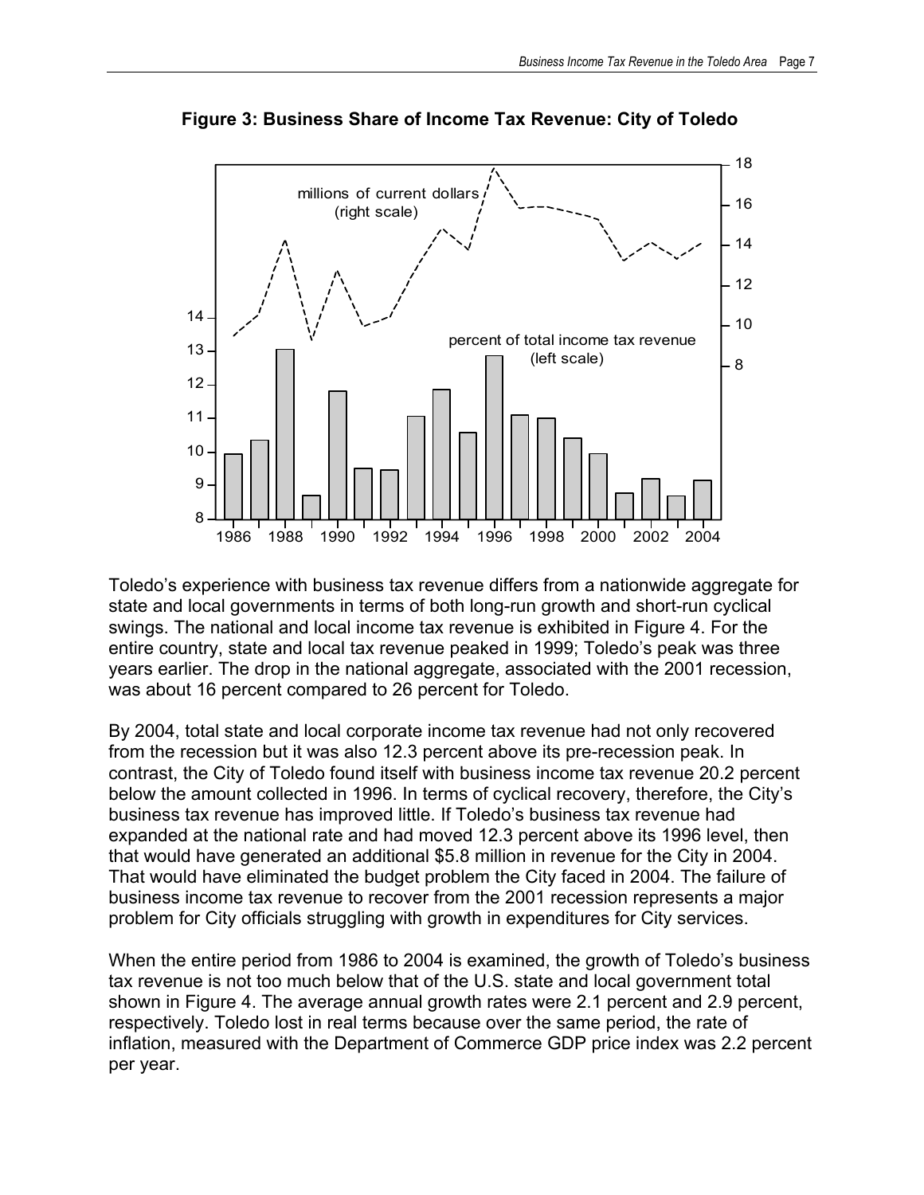**Figure 3: Business Share of Income Tax Revenue: City of Toledo**

Toledo's experience with business tax revenue differs from a nationwide aggregate for state and local governments in terms of both long-run growth and short-run cyclical swings. The national and local income tax revenue is exhibited in Figure 4. For the entire country, state and local tax revenue peaked in 1999; Toledo's peak was three years earlier. The drop in the national aggregate, associated with the 2001 recession, was about 16 percent compared to 26 percent for Toledo.

By 2004, total state and local corporate income tax revenue had not only recovered from the recession but it was also 12.3 percent above its pre-recession peak. In contrast, the City of Toledo found itself with business income tax revenue 20.2 percent below the amount collected in 1996. In terms of cyclical recovery, therefore, the City's business tax revenue has improved little. If Toledo's business tax revenue had expanded at the national rate and had moved 12.3 percent above its 1996 level, then that would have generated an additional $5.8 million in revenue for the City in 2004. That would have eliminated the budget problem the City faced in 2004. The failure of business income tax revenue to recover from the 2001 recession represents a major problem for City officials struggling with growth in expenditures for City services.

When the entire period from 1986 to 2004 is examined, the growth of Toledo's business tax revenue is not too much below that of the U.S. state and local government total shown in Figure 4. The average annual growth rates were 2.1 percent and 2.9 percent, respectively. Toledo lost in real terms because over the same period, the rate of inflation, measured with the Department of Commerce GDP price index was 2.2 percent per year.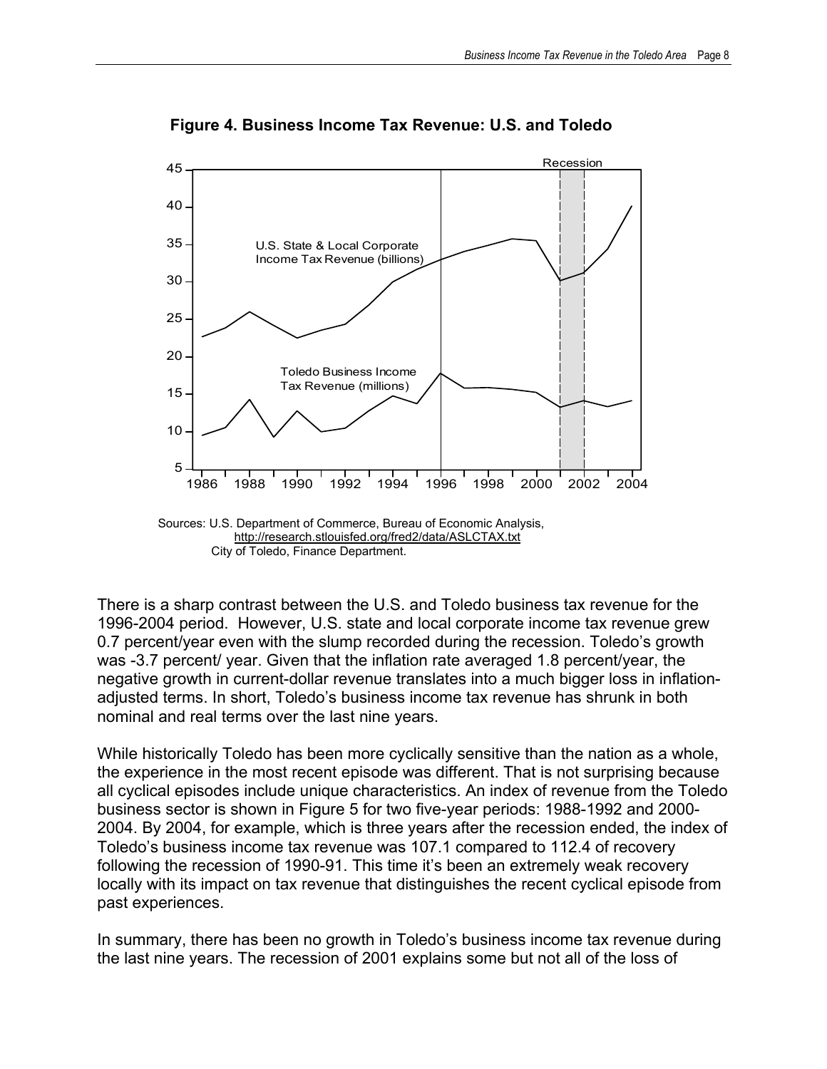**Figure 4. Business Income Tax Revenue: U.S. and Toledo**

Sources: U.S. Department of Commerce, Bureau of Economic Analysis, http://research.stlouisfed.org/fred2/data/ASLCTAX.txt
City of Toledo, Finance Department.

There is a sharp contrast between the U.S. and Toledo business tax revenue for the 1996-2004 period. However, U.S. state and local corporate income tax revenue grew 0.7 percent/year even with the slump recorded during the recession. Toledo's growth was -3.7 percent/ year. Given that the inflation rate averaged 1.8 percent/year, the negative growth in current-dollar revenue translates into a much bigger loss in inflation-adjusted terms. In short, Toledo's business income tax revenue has shrunk in both nominal and real terms over the last nine years.

While historically Toledo has been more cyclically sensitive than the nation as a whole, the experience in the most recent episode was different. That is not surprising because all cyclical episodes include unique characteristics. An index of revenue from the Toledo business sector is shown in Figure 5 for two five-year periods: 1988-1992 and 2000-2004. By 2004, for example, which is three years after the recession ended, the index of Toledo's business income tax revenue was 107.1 compared to 112.4 of recovery following the recession of 1990-91. This time it's been an extremely weak recovery locally with its impact on tax revenue that distinguishes the recent cyclical episode from past experiences.

In summary, there has been no growth in Toledo's business income tax revenue during the last nine years. The recession of 2001 explains some but not all of the loss of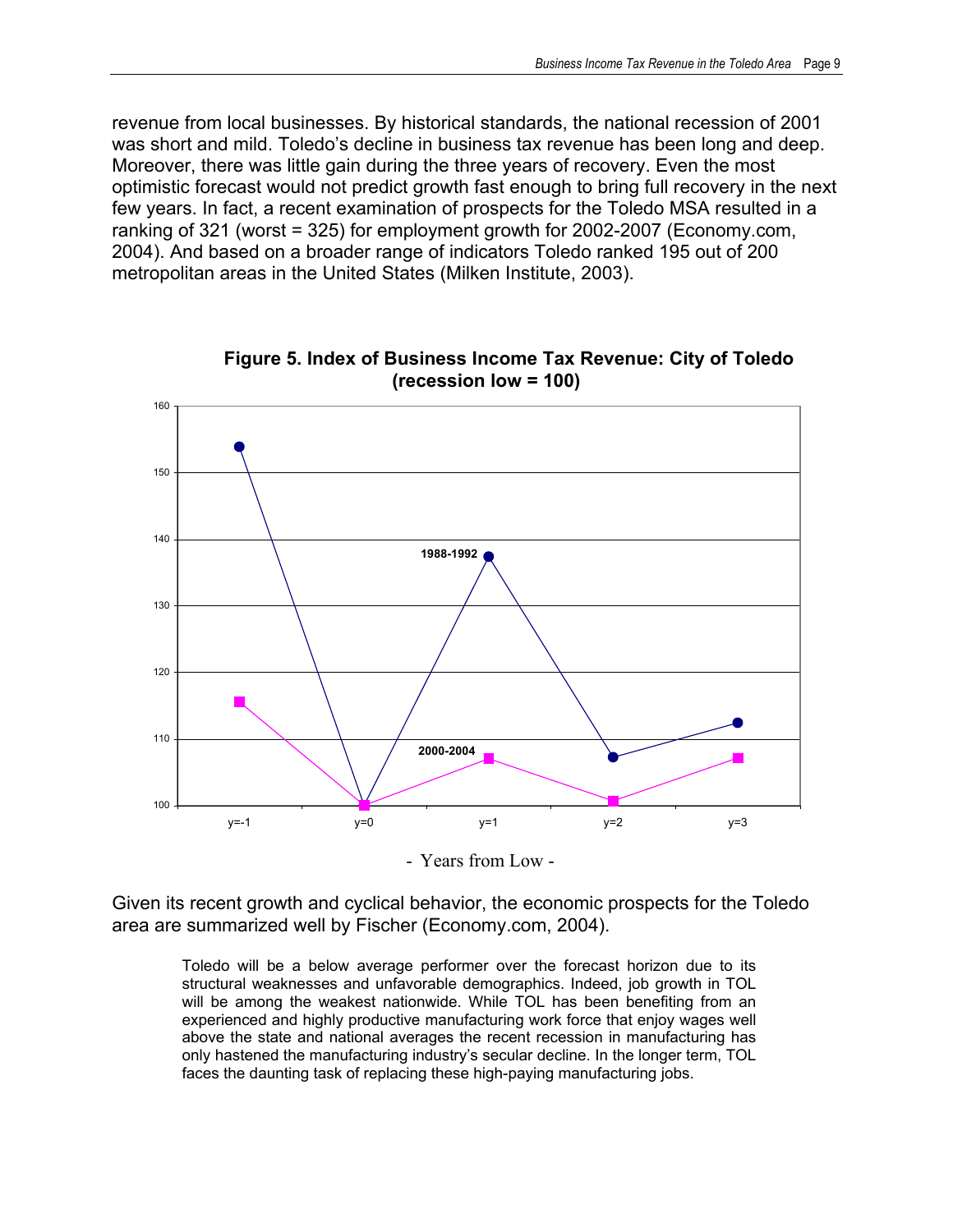revenue from local businesses. By historical standards, the national recession of 2001 was short and mild. Toledo's decline in business tax revenue has been long and deep. Moreover, there was little gain during the three years of recovery. Even the most optimistic forecast would not predict growth fast enough to bring full recovery in the next few years. In fact, a recent examination of prospects for the Toledo MSA resulted in a ranking of 321 (worst = 325) for employment growth for 2002-2007 (Economy.com, 2004). And based on a broader range of indicators Toledo ranked 195 out of 200 metropolitan areas in the United States (Milken Institute, 2003).

**Figure 5. Index of Business Income Tax Revenue: City of Toledo (recession low = 100)**

Given its recent growth and cyclical behavior, the economic prospects for the Toledo area are summarized well by Fischer (Economy.com, 2004).

> Toledo will be a below average performer over the forecast horizon due to its structural weaknesses and unfavorable demographics. Indeed, job growth in TOL will be among the weakest nationwide. While TOL has been benefiting from an experienced and highly productive manufacturing work force that enjoy wages well above the state and national averages the recent recession in manufacturing has only hastened the manufacturing industry's secular decline. In the longer term, TOL faces the daunting task of replacing these high-paying manufacturing jobs.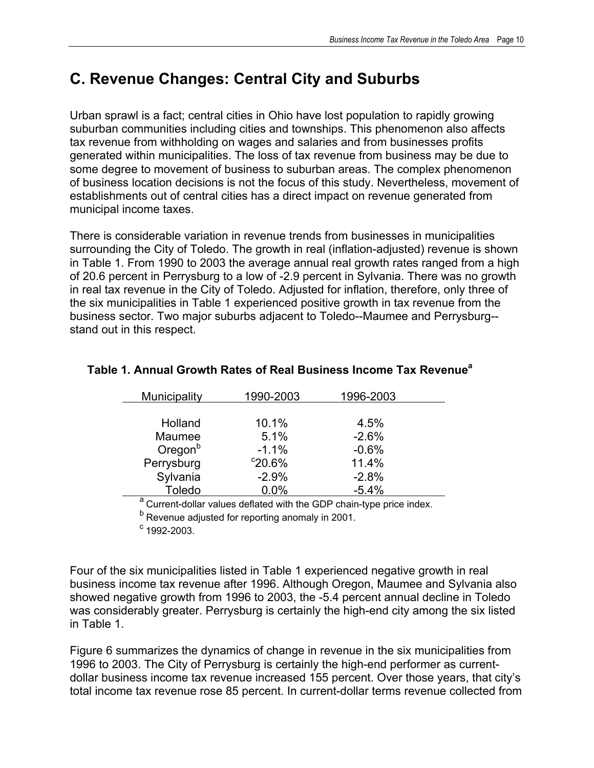## C. Revenue Changes: Central City and Suburbs

Urban sprawl is a fact; central cities in Ohio have lost population to rapidly growing suburban communities including cities and townships. This phenomenon also affects tax revenue from withholding on wages and salaries and from businesses profits generated within municipalities. The loss of tax revenue from business may be due to some degree to movement of business to suburban areas. The complex phenomenon of business location decisions is not the focus of this study. Nevertheless, movement of establishments out of central cities has a direct impact on revenue generated from municipal income taxes.

There is considerable variation in revenue trends from businesses in municipalities surrounding the City of Toledo. The growth in real (inflation-adjusted) revenue is shown in Table 1. From 1990 to 2003 the average annual real growth rates ranged from a high of 20.6 percent in Perrysburg to a low of -2.9 percent in Sylvania. There was no growth in real tax revenue in the City of Toledo. Adjusted for inflation, therefore, only three of the six municipalities in Table 1 experienced positive growth in tax revenue from the business sector. Two major suburbs adjacent to Toledo--Maumee and Perrysburg--stand out in this respect.

**Table 1. Annual Growth Rates of Real Business Income Tax Revenue[a]**

| Municipality | 1990-2003 | 1996-2003 |
|---|---|---|
| Holland | 10.1% | 4.5% |
| Maumee | 5.1% | -2.6% |
| Oregon[b] | -1.1% | -0.6% |
| Perrysburg | [c]20.6% | 11.4% |
| Sylvania | -2.9% | -2.8% |
| Toledo | 0.0% | -5.4% |

[a] Current-dollar values deflated with the GDP chain-type price index.

[b] Revenue adjusted for reporting anomaly in 2001.

[c] 1992-2003.

Four of the six municipalities listed in Table 1 experienced negative growth in real business income tax revenue after 1996. Although Oregon, Maumee and Sylvania also showed negative growth from 1996 to 2003, the -5.4 percent annual decline in Toledo was considerably greater. Perrysburg is certainly the high-end city among the six listed in Table 1.

Figure 6 summarizes the dynamics of change in revenue in the six municipalities from 1996 to 2003. The City of Perrysburg is certainly the high-end performer as current-dollar business income tax revenue increased 155 percent. Over those years, that city's total income tax revenue rose 85 percent. In current-dollar terms revenue collected from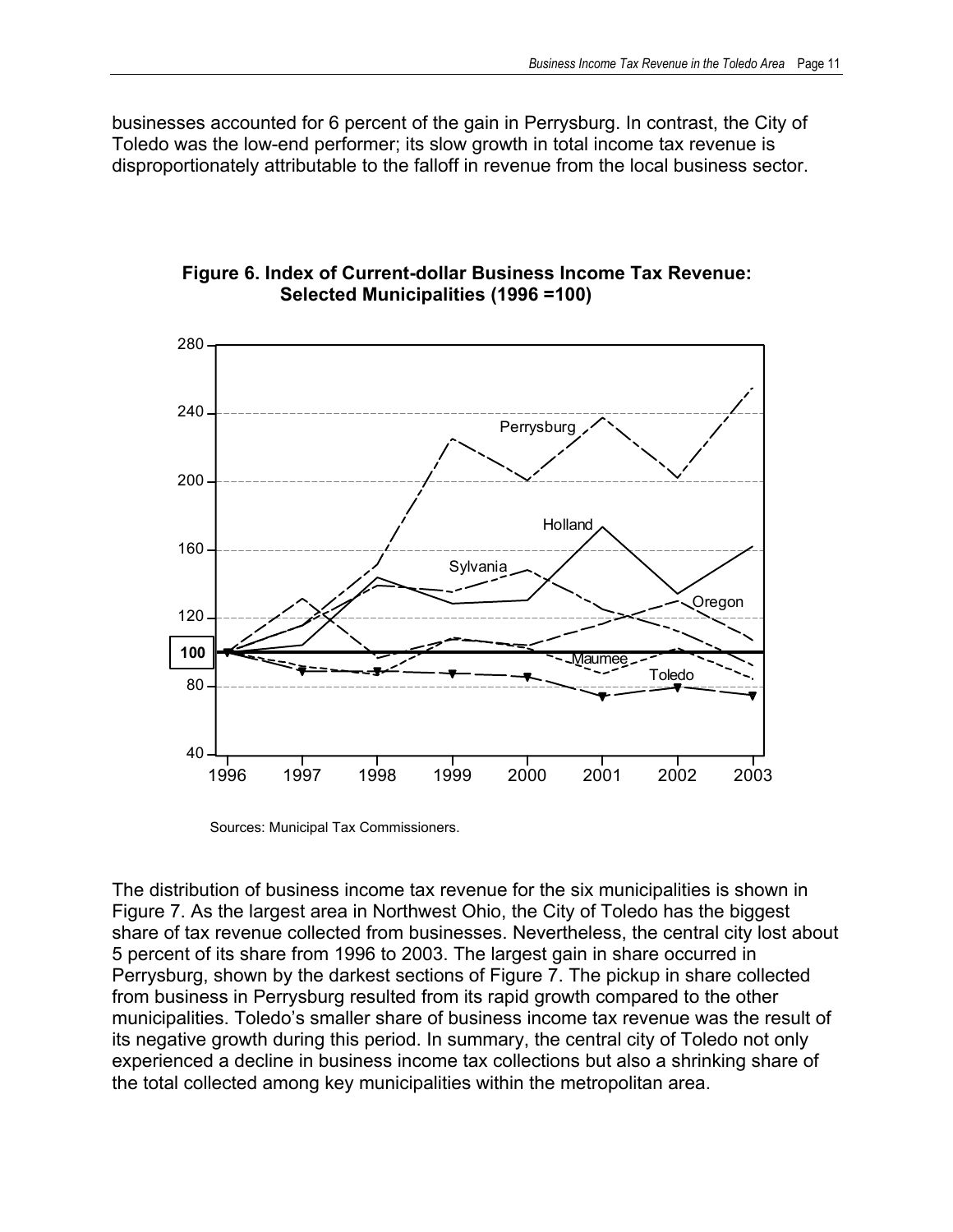businesses accounted for 6 percent of the gain in Perrysburg. In contrast, the City of Toledo was the low-end performer; its slow growth in total income tax revenue is disproportionately attributable to the falloff in revenue from the local business sector.

**Figure 6. Index of Current-dollar Business Income Tax Revenue: Selected Municipalities (1996 =100)**

Sources: Municipal Tax Commissioners.

The distribution of business income tax revenue for the six municipalities is shown in Figure 7. As the largest area in Northwest Ohio, the City of Toledo has the biggest share of tax revenue collected from businesses. Nevertheless, the central city lost about 5 percent of its share from 1996 to 2003. The largest gain in share occurred in Perrysburg, shown by the darkest sections of Figure 7. The pickup in share collected from business in Perrysburg resulted from its rapid growth compared to the other municipalities. Toledo's smaller share of business income tax revenue was the result of its negative growth during this period. In summary, the central city of Toledo not only experienced a decline in business income tax collections but also a shrinking share of the total collected among key municipalities within the metropolitan area.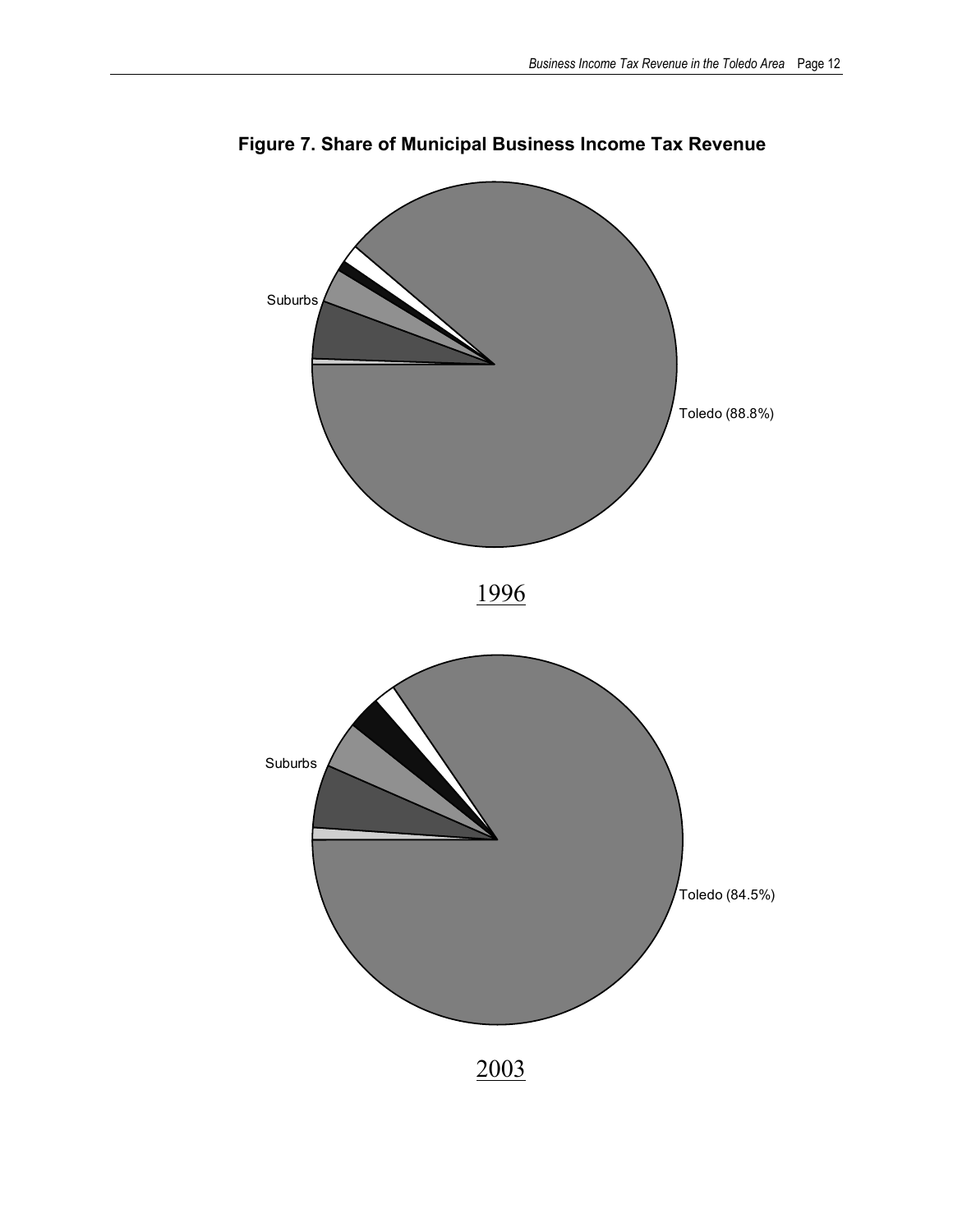**Figure 7. Share of Municipal Business Income Tax Revenue**

Suburbs

Toledo (88.8%)

1996

Suburbs

Toledo (84.5%)

2003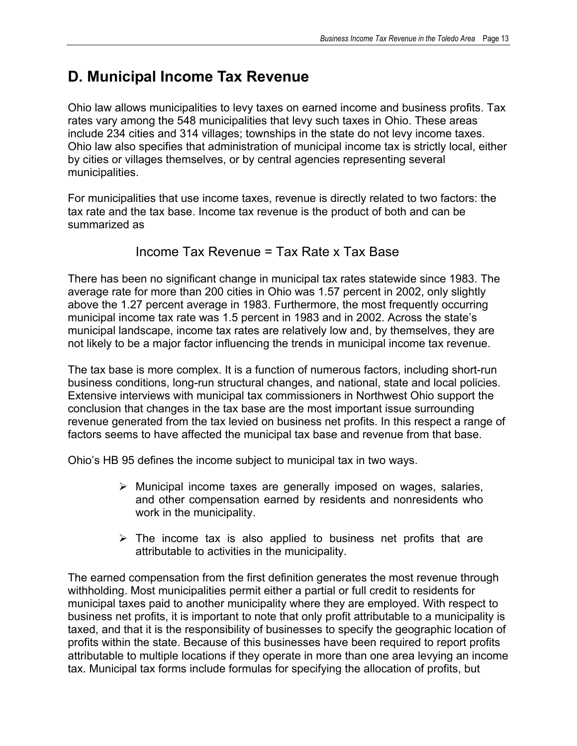## D. Municipal Income Tax Revenue

Ohio law allows municipalities to levy taxes on earned income and business profits. Tax rates vary among the 548 municipalities that levy such taxes in Ohio. These areas include 234 cities and 314 villages; townships in the state do not levy income taxes. Ohio law also specifies that administration of municipal income tax is strictly local, either by cities or villages themselves, or by central agencies representing several municipalities.

For municipalities that use income taxes, revenue is directly related to two factors: the tax rate and the tax base. Income tax revenue is the product of both and can be summarized as

$$\text{Income Tax Revenue} = \text{Tax Rate} \times \text{Tax Base}$$

There has been no significant change in municipal tax rates statewide since 1983. The average rate for more than 200 cities in Ohio was 1.57 percent in 2002, only slightly above the 1.27 percent average in 1983. Furthermore, the most frequently occurring municipal income tax rate was 1.5 percent in 1983 and in 2002. Across the state's municipal landscape, income tax rates are relatively low and, by themselves, they are not likely to be a major factor influencing the trends in municipal income tax revenue.

The tax base is more complex. It is a function of numerous factors, including short-run business conditions, long-run structural changes, and national, state and local policies. Extensive interviews with municipal tax commissioners in Northwest Ohio support the conclusion that changes in the tax base are the most important issue surrounding revenue generated from the tax levied on business net profits. In this respect a range of factors seems to have affected the municipal tax base and revenue from that base.

Ohio's HB 95 defines the income subject to municipal tax in two ways.

- Municipal income taxes are generally imposed on wages, salaries, and other compensation earned by residents and nonresidents who work in the municipality.
- The income tax is also applied to business net profits that are attributable to activities in the municipality.

The earned compensation from the first definition generates the most revenue through withholding. Most municipalities permit either a partial or full credit to residents for municipal taxes paid to another municipality where they are employed. With respect to business net profits, it is important to note that only profit attributable to a municipality is taxed, and that it is the responsibility of businesses to specify the geographic location of profits within the state. Because of this businesses have been required to report profits attributable to multiple locations if they operate in more than one area levying an income tax. Municipal tax forms include formulas for specifying the allocation of profits, but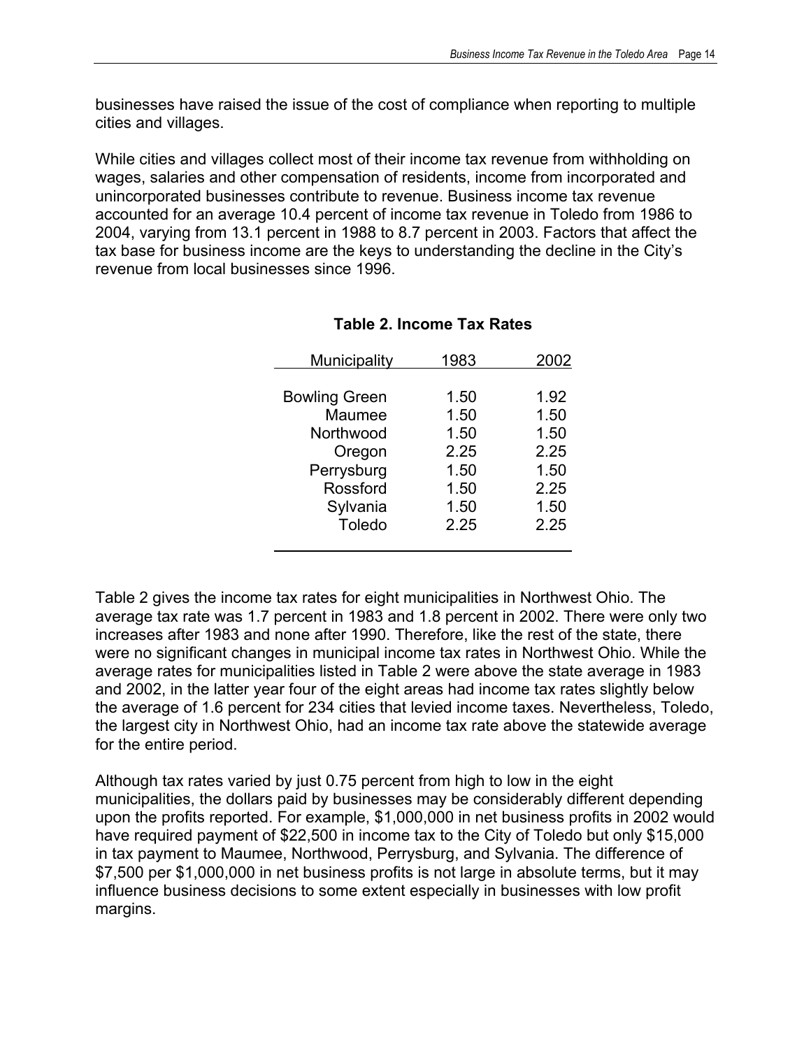businesses have raised the issue of the cost of compliance when reporting to multiple cities and villages.

While cities and villages collect most of their income tax revenue from withholding on wages, salaries and other compensation of residents, income from incorporated and unincorporated businesses contribute to revenue. Business income tax revenue accounted for an average 10.4 percent of income tax revenue in Toledo from 1986 to 2004, varying from 13.1 percent in 1988 to 8.7 percent in 2003. Factors that affect the tax base for business income are the keys to understanding the decline in the City's revenue from local businesses since 1996.

**Table 2. Income Tax Rates**

| Municipality | 1983 | 2002 |
|---|---|---|
| Bowling Green | 1.50 | 1.92 |
| Maumee | 1.50 | 1.50 |
| Northwood | 1.50 | 1.50 |
| Oregon | 2.25 | 2.25 |
| Perrysburg | 1.50 | 1.50 |
| Rossford | 1.50 | 2.25 |
| Sylvania | 1.50 | 1.50 |
| Toledo | 2.25 | 2.25 |

Table 2 gives the income tax rates for eight municipalities in Northwest Ohio. The average tax rate was 1.7 percent in 1983 and 1.8 percent in 2002. There were only two increases after 1983 and none after 1990. Therefore, like the rest of the state, there were no significant changes in municipal income tax rates in Northwest Ohio. While the average rates for municipalities listed in Table 2 were above the state average in 1983 and 2002, in the latter year four of the eight areas had income tax rates slightly below the average of 1.6 percent for 234 cities that levied income taxes. Nevertheless, Toledo, the largest city in Northwest Ohio, had an income tax rate above the statewide average for the entire period.

Although tax rates varied by just 0.75 percent from high to low in the eight municipalities, the dollars paid by businesses may be considerably different depending upon the profits reported. For example, $1,000,000 in net business profits in 2002 would have required payment of $22,500 in income tax to the City of Toledo but only $15,000 in tax payment to Maumee, Northwood, Perrysburg, and Sylvania. The difference of $7,500 per $1,000,000 in net business profits is not large in absolute terms, but it may influence business decisions to some extent especially in businesses with low profit margins.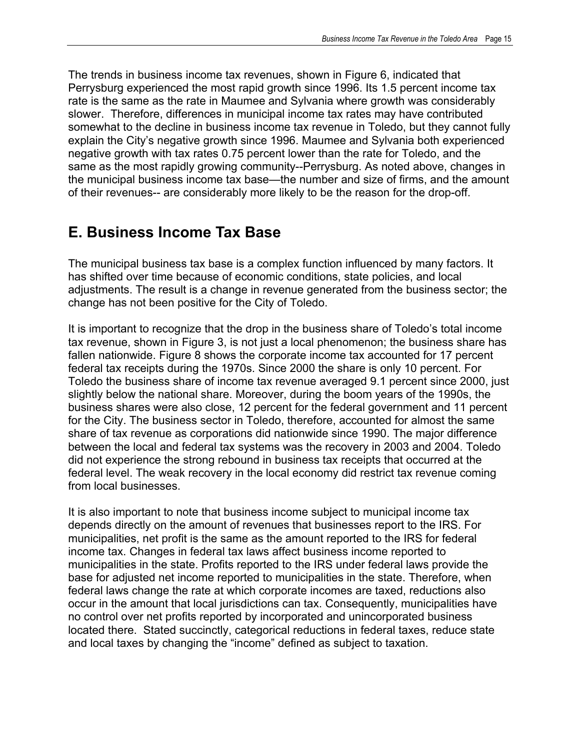The trends in business income tax revenues, shown in Figure 6, indicated that Perrysburg experienced the most rapid growth since 1996. Its 1.5 percent income tax rate is the same as the rate in Maumee and Sylvania where growth was considerably slower. Therefore, differences in municipal income tax rates may have contributed somewhat to the decline in business income tax revenue in Toledo, but they cannot fully explain the City's negative growth since 1996. Maumee and Sylvania both experienced negative growth with tax rates 0.75 percent lower than the rate for Toledo, and the same as the most rapidly growing community--Perrysburg. As noted above, changes in the municipal business income tax base—the number and size of firms, and the amount of their revenues-- are considerably more likely to be the reason for the drop-off.

## E. Business Income Tax Base

The municipal business tax base is a complex function influenced by many factors. It has shifted over time because of economic conditions, state policies, and local adjustments. The result is a change in revenue generated from the business sector; the change has not been positive for the City of Toledo.

It is important to recognize that the drop in the business share of Toledo's total income tax revenue, shown in Figure 3, is not just a local phenomenon; the business share has fallen nationwide. Figure 8 shows the corporate income tax accounted for 17 percent federal tax receipts during the 1970s. Since 2000 the share is only 10 percent. For Toledo the business share of income tax revenue averaged 9.1 percent since 2000, just slightly below the national share. Moreover, during the boom years of the 1990s, the business shares were also close, 12 percent for the federal government and 11 percent for the City. The business sector in Toledo, therefore, accounted for almost the same share of tax revenue as corporations did nationwide since 1990. The major difference between the local and federal tax systems was the recovery in 2003 and 2004. Toledo did not experience the strong rebound in business tax receipts that occurred at the federal level. The weak recovery in the local economy did restrict tax revenue coming from local businesses.

It is also important to note that business income subject to municipal income tax depends directly on the amount of revenues that businesses report to the IRS. For municipalities, net profit is the same as the amount reported to the IRS for federal income tax. Changes in federal tax laws affect business income reported to municipalities in the state. Profits reported to the IRS under federal laws provide the base for adjusted net income reported to municipalities in the state. Therefore, when federal laws change the rate at which corporate incomes are taxed, reductions also occur in the amount that local jurisdictions can tax. Consequently, municipalities have no control over net profits reported by incorporated and unincorporated business located there. Stated succinctly, categorical reductions in federal taxes, reduce state and local taxes by changing the "income" defined as subject to taxation.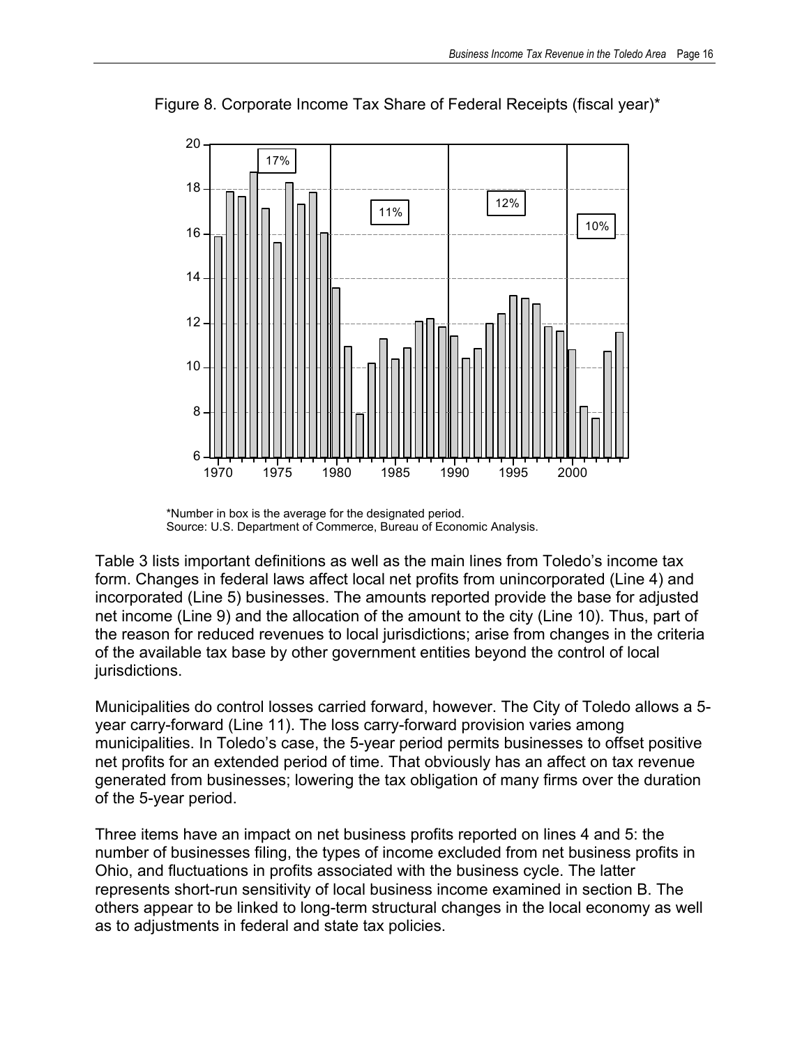Figure 8. Corporate Income Tax Share of Federal Receipts (fiscal year)*

*Number in box is the average for the designated period.
Source: U.S. Department of Commerce, Bureau of Economic Analysis.

Table 3 lists important definitions as well as the main lines from Toledo's income tax form. Changes in federal laws affect local net profits from unincorporated (Line 4) and incorporated (Line 5) businesses. The amounts reported provide the base for adjusted net income (Line 9) and the allocation of the amount to the city (Line 10). Thus, part of the reason for reduced revenues to local jurisdictions; arise from changes in the criteria of the available tax base by other government entities beyond the control of local jurisdictions.

Municipalities do control losses carried forward, however. The City of Toledo allows a 5-year carry-forward (Line 11). The loss carry-forward provision varies among municipalities. In Toledo's case, the 5-year period permits businesses to offset positive net profits for an extended period of time. That obviously has an affect on tax revenue generated from businesses; lowering the tax obligation of many firms over the duration of the 5-year period.

Three items have an impact on net business profits reported on lines 4 and 5: the number of businesses filing, the types of income excluded from net business profits in Ohio, and fluctuations in profits associated with the business cycle. The latter represents short-run sensitivity of local business income examined in section B. The others appear to be linked to long-term structural changes in the local economy as well as to adjustments in federal and state tax policies.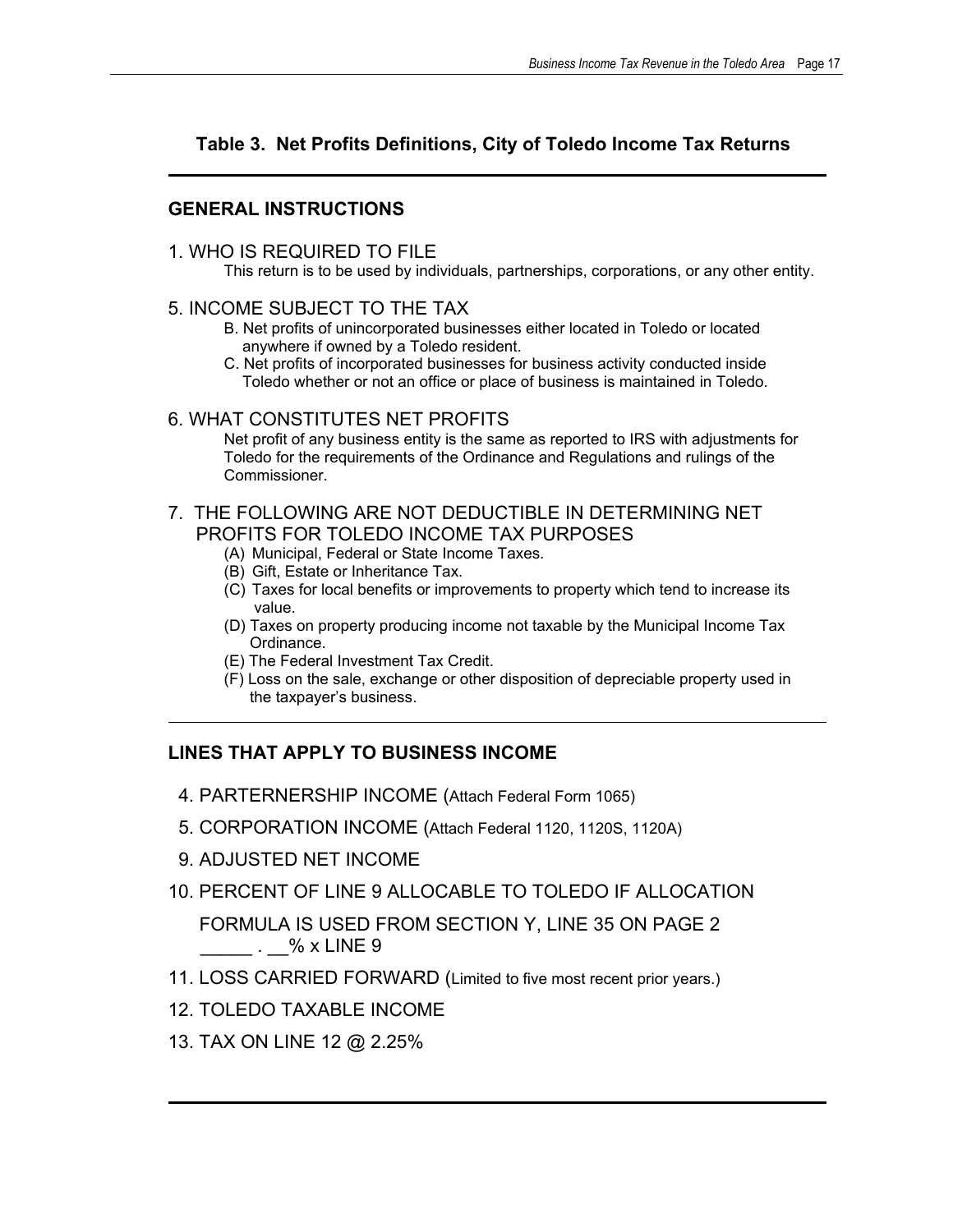## Table 3. Net Profits Definitions, City of Toledo Income Tax Returns

---

### GENERAL INSTRUCTIONS

1. WHO IS REQUIRED TO FILE

   This return is to be used by individuals, partnerships, corporations, or any other entity.

5. INCOME SUBJECT TO THE TAX

   B. Net profits of unincorporated businesses either located in Toledo or located anywhere if owned by a Toledo resident.

   C. Net profits of incorporated businesses for business activity conducted inside Toledo whether or not an office or place of business is maintained in Toledo.

6. WHAT CONSTITUTES NET PROFITS

   Net profit of any business entity is the same as reported to IRS with adjustments for Toledo for the requirements of the Ordinance and Regulations and rulings of the Commissioner.

7. THE FOLLOWING ARE NOT DEDUCTIBLE IN DETERMINING NET PROFITS FOR TOLEDO INCOME TAX PURPOSES

   (A) Municipal, Federal or State Income Taxes.

   (B) Gift, Estate or Inheritance Tax.

   (C) Taxes for local benefits or improvements to property which tend to increase its value.

   (D) Taxes on property producing income not taxable by the Municipal Income Tax Ordinance.

   (E) The Federal Investment Tax Credit.

   (F) Loss on the sale, exchange or other disposition of depreciable property used in the taxpayer's business.

---

### LINES THAT APPLY TO BUSINESS INCOME

4. PARTERNERSHIP INCOME (Attach Federal Form 1065)

5. CORPORATION INCOME (Attach Federal 1120, 1120S, 1120A)

9. ADJUSTED NET INCOME

10. PERCENT OF LINE 9 ALLOCABLE TO TOLEDO IF ALLOCATION FORMULA IS USED FROM SECTION Y, LINE 35 ON PAGE 2 _____ . __% x LINE 9

11. LOSS CARRIED FORWARD (Limited to five most recent prior years.)

12. TOLEDO TAXABLE INCOME

13. TAX ON LINE 12 @ 2.25%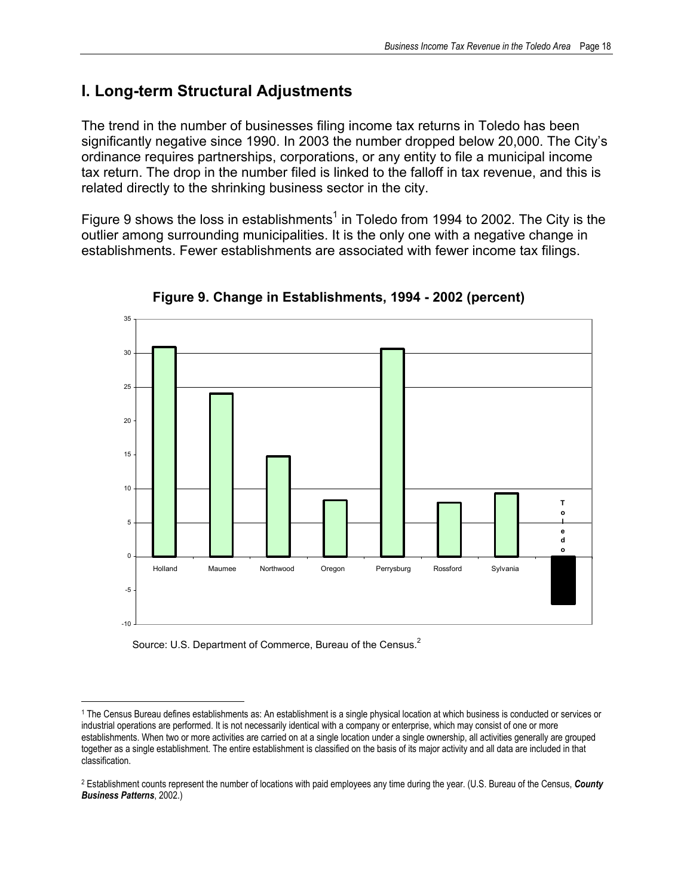## I. Long-term Structural Adjustments

The trend in the number of businesses filing income tax returns in Toledo has been significantly negative since 1990. In 2003 the number dropped below 20,000. The City's ordinance requires partnerships, corporations, or any entity to file a municipal income tax return. The drop in the number filed is linked to the falloff in tax revenue, and this is related directly to the shrinking business sector in the city.

Figure 9 shows the loss in establishments[1] in Toledo from 1994 to 2002. The City is the outlier among surrounding municipalities. It is the only one with a negative change in establishments. Fewer establishments are associated with fewer income tax filings.

**Figure 9. Change in Establishments, 1994 - 2002 (percent)**

Source: U.S. Department of Commerce, Bureau of the Census.[2]

---

[1] The Census Bureau defines establishments as: An establishment is a single physical location at which business is conducted or services or industrial operations are performed. It is not necessarily identical with a company or enterprise, which may consist of one or more establishments. When two or more activities are carried on at a single location under a single ownership, all activities generally are grouped together as a single establishment. The entire establishment is classified on the basis of its major activity and all data are included in that classification.

[2] Establishment counts represent the number of locations with paid employees any time during the year. (U.S. Bureau of the Census, ***County Business Patterns***, 2002.)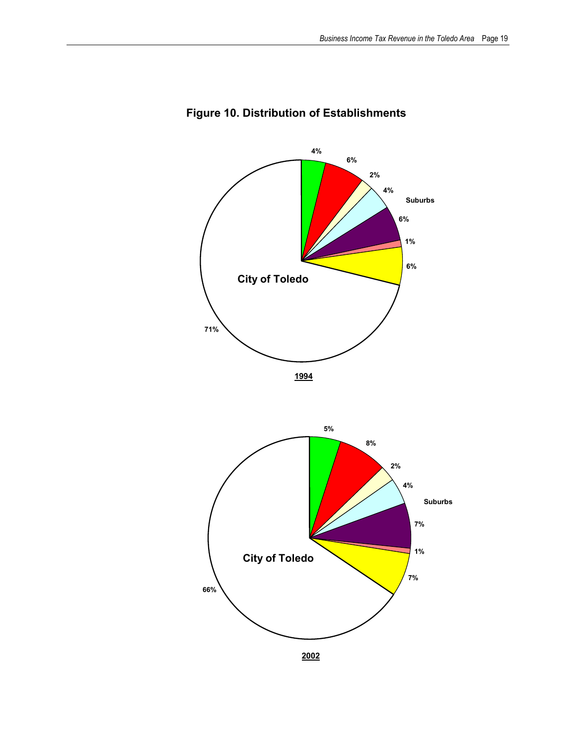# Figure 10. Distribution of Establishments

4%

6%

2%

4%

Suburbs

6%

1%

6%

City of Toledo

71%

1994

5%

8%

2%

4%

Suburbs

7%

1%

7%

City of Toledo

66%

2002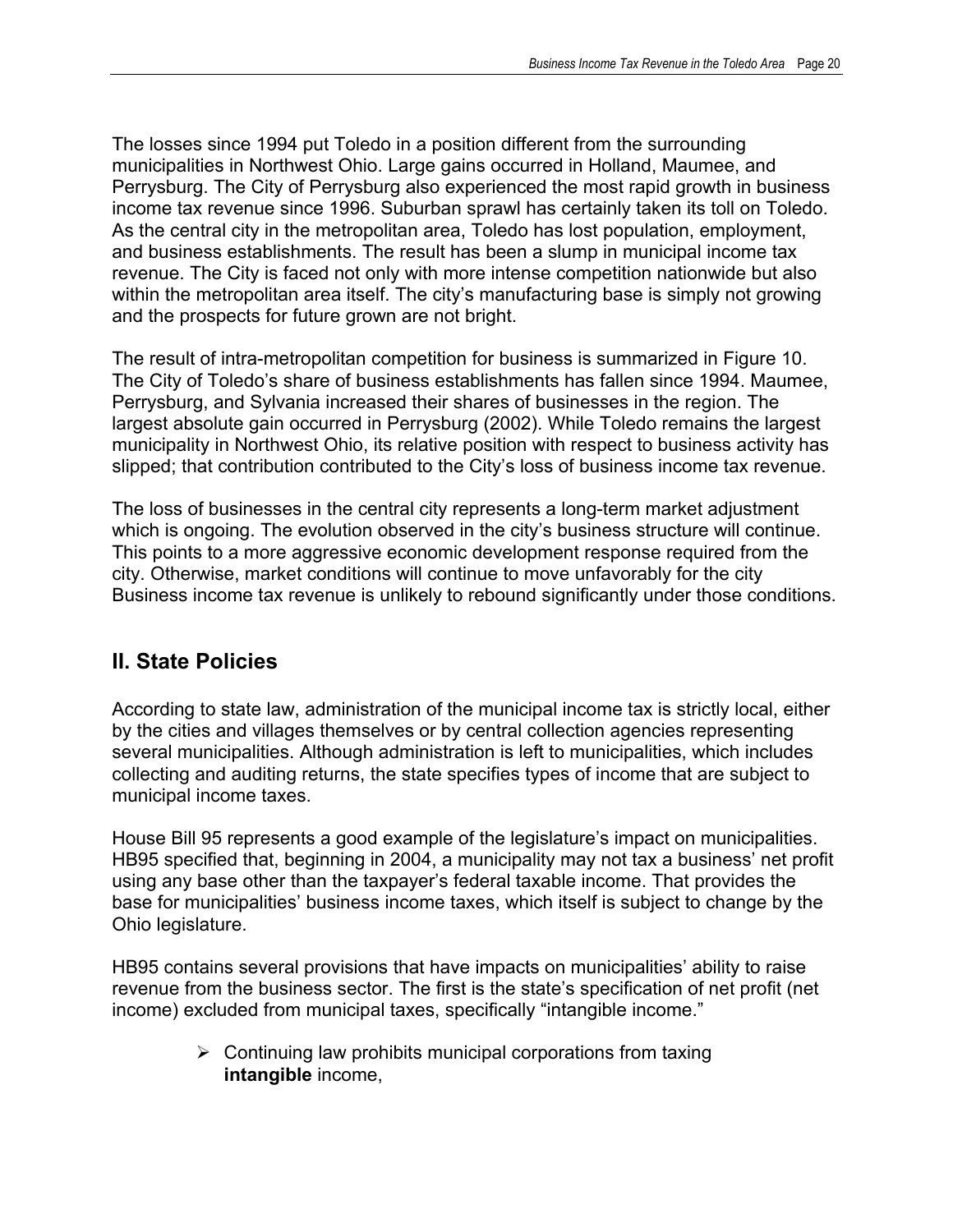The losses since 1994 put Toledo in a position different from the surrounding municipalities in Northwest Ohio. Large gains occurred in Holland, Maumee, and Perrysburg. The City of Perrysburg also experienced the most rapid growth in business income tax revenue since 1996. Suburban sprawl has certainly taken its toll on Toledo. As the central city in the metropolitan area, Toledo has lost population, employment, and business establishments. The result has been a slump in municipal income tax revenue. The City is faced not only with more intense competition nationwide but also within the metropolitan area itself. The city's manufacturing base is simply not growing and the prospects for future grown are not bright.

The result of intra-metropolitan competition for business is summarized in Figure 10. The City of Toledo's share of business establishments has fallen since 1994. Maumee, Perrysburg, and Sylvania increased their shares of businesses in the region. The largest absolute gain occurred in Perrysburg (2002). While Toledo remains the largest municipality in Northwest Ohio, its relative position with respect to business activity has slipped; that contribution contributed to the City's loss of business income tax revenue.

The loss of businesses in the central city represents a long-term market adjustment which is ongoing. The evolution observed in the city's business structure will continue. This points to a more aggressive economic development response required from the city. Otherwise, market conditions will continue to move unfavorably for the city Business income tax revenue is unlikely to rebound significantly under those conditions.

## II. State Policies

According to state law, administration of the municipal income tax is strictly local, either by the cities and villages themselves or by central collection agencies representing several municipalities. Although administration is left to municipalities, which includes collecting and auditing returns, the state specifies types of income that are subject to municipal income taxes.

House Bill 95 represents a good example of the legislature's impact on municipalities. HB95 specified that, beginning in 2004, a municipality may not tax a business' net profit using any base other than the taxpayer's federal taxable income. That provides the base for municipalities' business income taxes, which itself is subject to change by the Ohio legislature.

HB95 contains several provisions that have impacts on municipalities' ability to raise revenue from the business sector. The first is the state's specification of net profit (net income) excluded from municipal taxes, specifically "intangible income."

- Continuing law prohibits municipal corporations from taxing **intangible** income,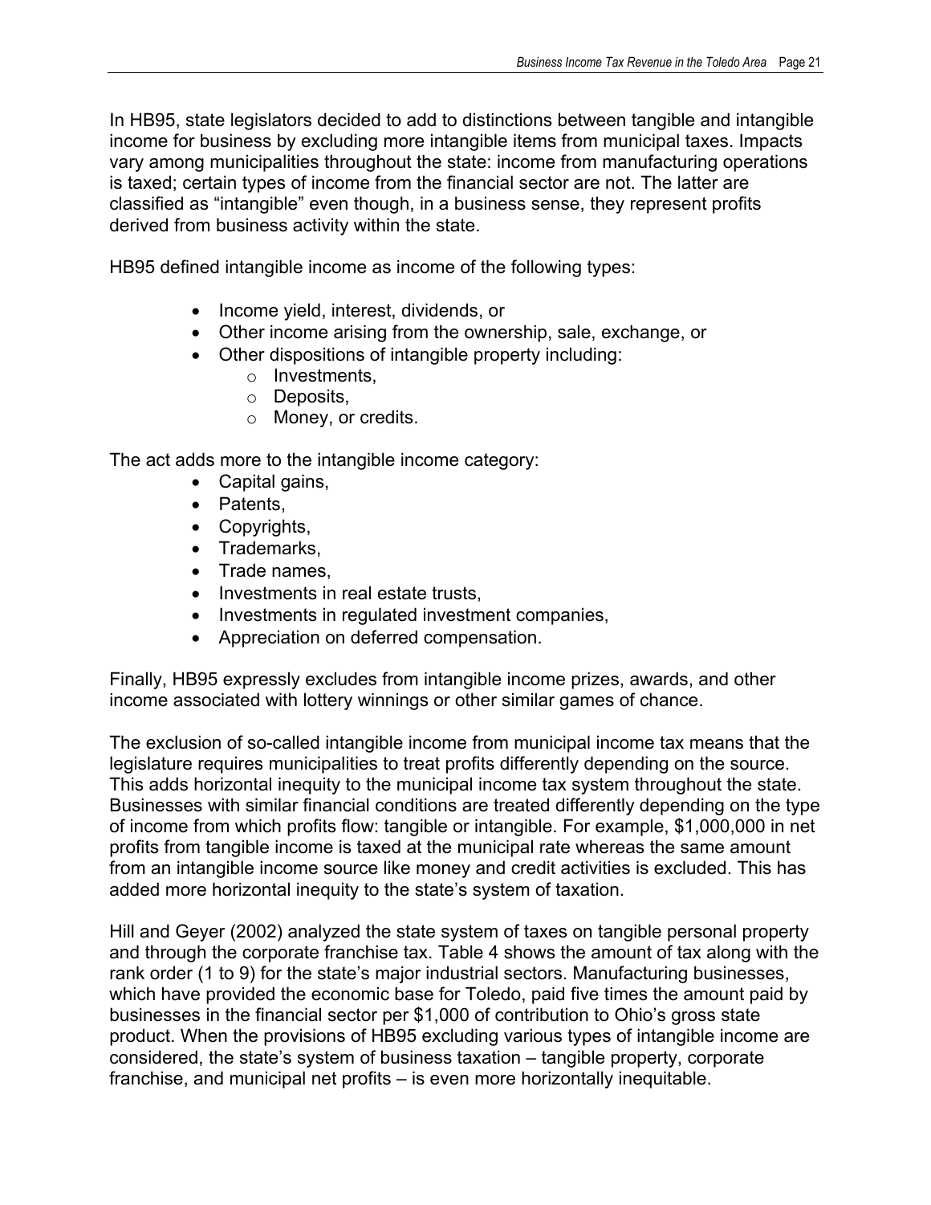In HB95, state legislators decided to add to distinctions between tangible and intangible income for business by excluding more intangible items from municipal taxes. Impacts vary among municipalities throughout the state: income from manufacturing operations is taxed; certain types of income from the financial sector are not. The latter are classified as "intangible" even though, in a business sense, they represent profits derived from business activity within the state.

HB95 defined intangible income as income of the following types:

- Income yield, interest, dividends, or
- Other income arising from the ownership, sale, exchange, or
- Other dispositions of intangible property including:
  - Investments,
  - Deposits,
  - Money, or credits.

The act adds more to the intangible income category:

- Capital gains,
- Patents,
- Copyrights,
- Trademarks,
- Trade names,
- Investments in real estate trusts,
- Investments in regulated investment companies,
- Appreciation on deferred compensation.

Finally, HB95 expressly excludes from intangible income prizes, awards, and other income associated with lottery winnings or other similar games of chance.

The exclusion of so-called intangible income from municipal income tax means that the legislature requires municipalities to treat profits differently depending on the source. This adds horizontal inequity to the municipal income tax system throughout the state. Businesses with similar financial conditions are treated differently depending on the type of income from which profits flow: tangible or intangible. For example, $1,000,000 in net profits from tangible income is taxed at the municipal rate whereas the same amount from an intangible income source like money and credit activities is excluded. This has added more horizontal inequity to the state's system of taxation.

Hill and Geyer (2002) analyzed the state system of taxes on tangible personal property and through the corporate franchise tax. Table 4 shows the amount of tax along with the rank order (1 to 9) for the state's major industrial sectors. Manufacturing businesses, which have provided the economic base for Toledo, paid five times the amount paid by businesses in the financial sector per $1,000 of contribution to Ohio's gross state product. When the provisions of HB95 excluding various types of intangible income are considered, the state's system of business taxation – tangible property, corporate franchise, and municipal net profits – is even more horizontally inequitable.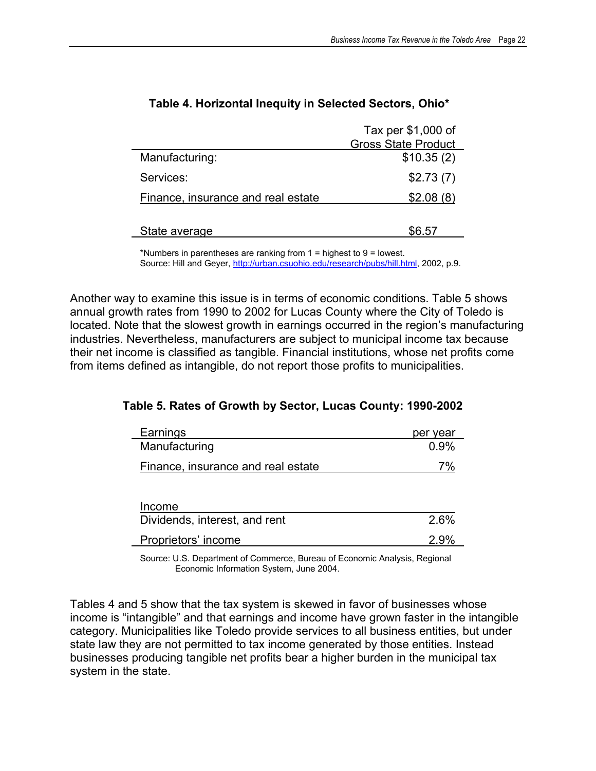**Table 4. Horizontal Inequity in Selected Sectors, Ohio***

| | Tax per $1,000 of Gross State Product |
|---|---|
| Manufacturing: | $10.35 (2) |
| Services: | $2.73 (7) |
| Finance, insurance and real estate | $2.08 (8) |
| State average | $6.57 |

*Numbers in parentheses are ranking from 1 = highest to 9 = lowest.
Source: Hill and Geyer, http://urban.csuohio.edu/research/pubs/hill.html, 2002, p.9.

Another way to examine this issue is in terms of economic conditions. Table 5 shows annual growth rates from 1990 to 2002 for Lucas County where the City of Toledo is located. Note that the slowest growth in earnings occurred in the region's manufacturing industries. Nevertheless, manufacturers are subject to municipal income tax because their net income is classified as tangible. Financial institutions, whose net profits come from items defined as intangible, do not report those profits to municipalities.

**Table 5. Rates of Growth by Sector, Lucas County: 1990-2002**

| Earnings | per year |
|---|---|
| Manufacturing | 0.9% |
| Finance, insurance and real estate | 7% |
| **Income** | |
| Dividends, interest, and rent | 2.6% |
| Proprietors' income | 2.9% |

Source: U.S. Department of Commerce, Bureau of Economic Analysis, Regional Economic Information System, June 2004.

Tables 4 and 5 show that the tax system is skewed in favor of businesses whose income is "intangible" and that earnings and income have grown faster in the intangible category. Municipalities like Toledo provide services to all business entities, but under state law they are not permitted to tax income generated by those entities. Instead businesses producing tangible net profits bear a higher burden in the municipal tax system in the state.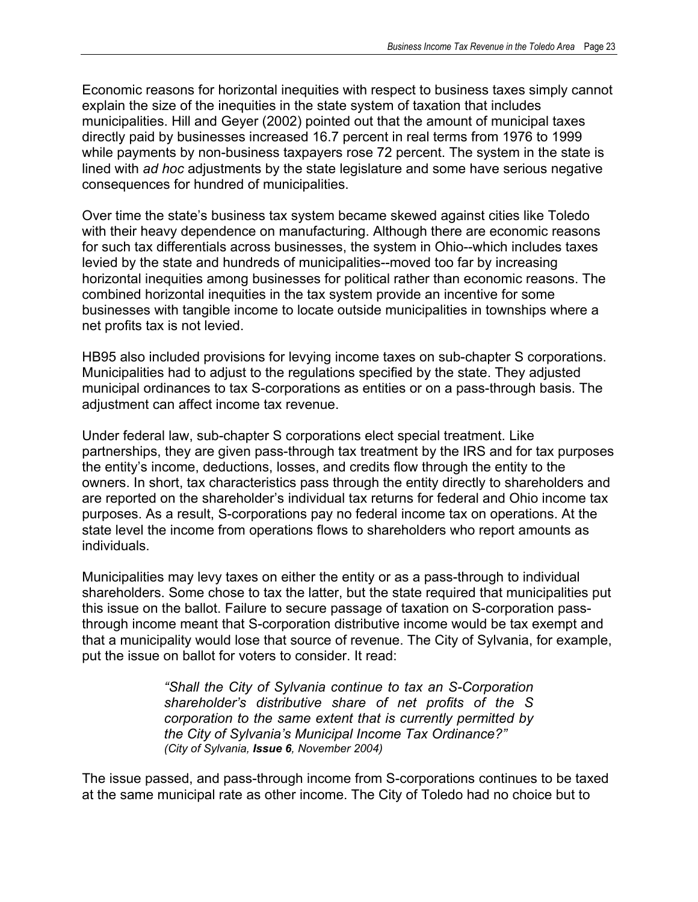Economic reasons for horizontal inequities with respect to business taxes simply cannot explain the size of the inequities in the state system of taxation that includes municipalities. Hill and Geyer (2002) pointed out that the amount of municipal taxes directly paid by businesses increased 16.7 percent in real terms from 1976 to 1999 while payments by non-business taxpayers rose 72 percent. The system in the state is lined with *ad hoc* adjustments by the state legislature and some have serious negative consequences for hundred of municipalities.

Over time the state's business tax system became skewed against cities like Toledo with their heavy dependence on manufacturing. Although there are economic reasons for such tax differentials across businesses, the system in Ohio--which includes taxes levied by the state and hundreds of municipalities--moved too far by increasing horizontal inequities among businesses for political rather than economic reasons. The combined horizontal inequities in the tax system provide an incentive for some businesses with tangible income to locate outside municipalities in townships where a net profits tax is not levied.

HB95 also included provisions for levying income taxes on sub-chapter S corporations. Municipalities had to adjust to the regulations specified by the state. They adjusted municipal ordinances to tax S-corporations as entities or on a pass-through basis. The adjustment can affect income tax revenue.

Under federal law, sub-chapter S corporations elect special treatment. Like partnerships, they are given pass-through tax treatment by the IRS and for tax purposes the entity's income, deductions, losses, and credits flow through the entity to the owners. In short, tax characteristics pass through the entity directly to shareholders and are reported on the shareholder's individual tax returns for federal and Ohio income tax purposes. As a result, S-corporations pay no federal income tax on operations. At the state level the income from operations flows to shareholders who report amounts as individuals.

Municipalities may levy taxes on either the entity or as a pass-through to individual shareholders. Some chose to tax the latter, but the state required that municipalities put this issue on the ballot. Failure to secure passage of taxation on S-corporation pass-through income meant that S-corporation distributive income would be tax exempt and that a municipality would lose that source of revenue. The City of Sylvania, for example, put the issue on ballot for voters to consider. It read:

> *"Shall the City of Sylvania continue to tax an S-Corporation shareholder's distributive share of net profits of the S corporation to the same extent that is currently permitted by the City of Sylvania's Municipal Income Tax Ordinance?"*
> *(City of Sylvania, **Issue 6**, November 2004)*

The issue passed, and pass-through income from S-corporations continues to be taxed at the same municipal rate as other income. The City of Toledo had no choice but to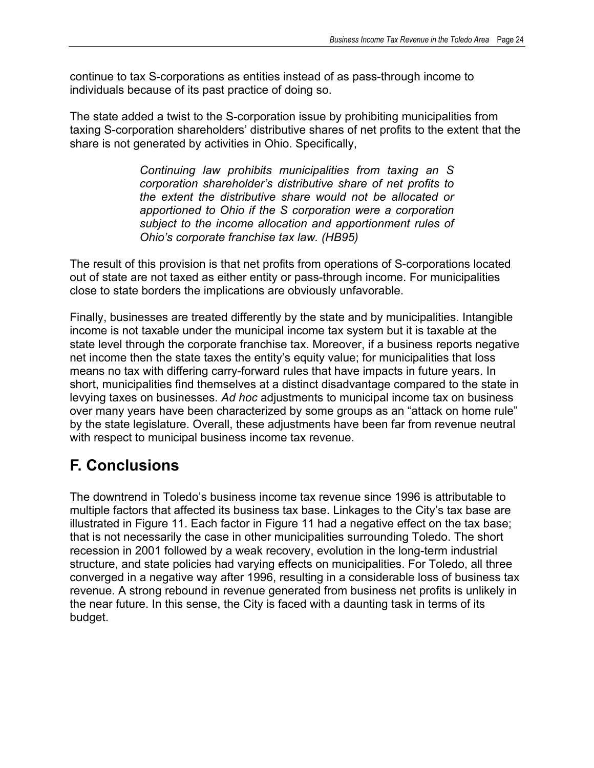continue to tax S-corporations as entities instead of as pass-through income to individuals because of its past practice of doing so.

The state added a twist to the S-corporation issue by prohibiting municipalities from taxing S-corporation shareholders' distributive shares of net profits to the extent that the share is not generated by activities in Ohio. Specifically,

> *Continuing law prohibits municipalities from taxing an S corporation shareholder's distributive share of net profits to the extent the distributive share would not be allocated or apportioned to Ohio if the S corporation were a corporation subject to the income allocation and apportionment rules of Ohio's corporate franchise tax law. (HB95)*

The result of this provision is that net profits from operations of S-corporations located out of state are not taxed as either entity or pass-through income. For municipalities close to state borders the implications are obviously unfavorable.

Finally, businesses are treated differently by the state and by municipalities. Intangible income is not taxable under the municipal income tax system but it is taxable at the state level through the corporate franchise tax. Moreover, if a business reports negative net income then the state taxes the entity's equity value; for municipalities that loss means no tax with differing carry-forward rules that have impacts in future years. In short, municipalities find themselves at a distinct disadvantage compared to the state in levying taxes on businesses. *Ad hoc* adjustments to municipal income tax on business over many years have been characterized by some groups as an "attack on home rule" by the state legislature. Overall, these adjustments have been far from revenue neutral with respect to municipal business income tax revenue.

## F. Conclusions

The downtrend in Toledo's business income tax revenue since 1996 is attributable to multiple factors that affected its business tax base. Linkages to the City's tax base are illustrated in Figure 11. Each factor in Figure 11 had a negative effect on the tax base; that is not necessarily the case in other municipalities surrounding Toledo. The short recession in 2001 followed by a weak recovery, evolution in the long-term industrial structure, and state policies had varying effects on municipalities. For Toledo, all three converged in a negative way after 1996, resulting in a considerable loss of business tax revenue. A strong rebound in revenue generated from business net profits is unlikely in the near future. In this sense, the City is faced with a daunting task in terms of its budget.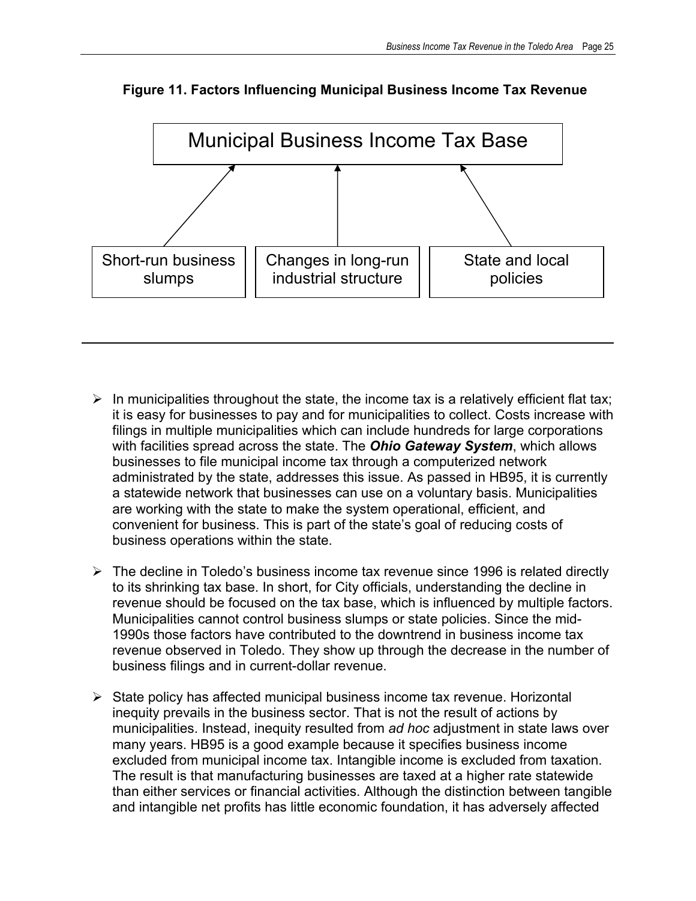**Figure 11. Factors Influencing Municipal Business Income Tax Revenue**

Municipal Business Income Tax Base

Short-run business slumps | Changes in long-run industrial structure | State and local policies

---

- In municipalities throughout the state, the income tax is a relatively efficient flat tax; it is easy for businesses to pay and for municipalities to collect. Costs increase with filings in multiple municipalities which can include hundreds for large corporations with facilities spread across the state. The ***Ohio Gateway System***, which allows businesses to file municipal income tax through a computerized network administrated by the state, addresses this issue. As passed in HB95, it is currently a statewide network that businesses can use on a voluntary basis. Municipalities are working with the state to make the system operational, efficient, and convenient for business. This is part of the state's goal of reducing costs of business operations within the state.

- The decline in Toledo's business income tax revenue since 1996 is related directly to its shrinking tax base. In short, for City officials, understanding the decline in revenue should be focused on the tax base, which is influenced by multiple factors. Municipalities cannot control business slumps or state policies. Since the mid-1990s those factors have contributed to the downtrend in business income tax revenue observed in Toledo. They show up through the decrease in the number of business filings and in current-dollar revenue.

- State policy has affected municipal business income tax revenue. Horizontal inequity prevails in the business sector. That is not the result of actions by municipalities. Instead, inequity resulted from *ad hoc* adjustment in state laws over many years. HB95 is a good example because it specifies business income excluded from municipal income tax. Intangible income is excluded from taxation. The result is that manufacturing businesses are taxed at a higher rate statewide than either services or financial activities. Although the distinction between tangible and intangible net profits has little economic foundation, it has adversely affected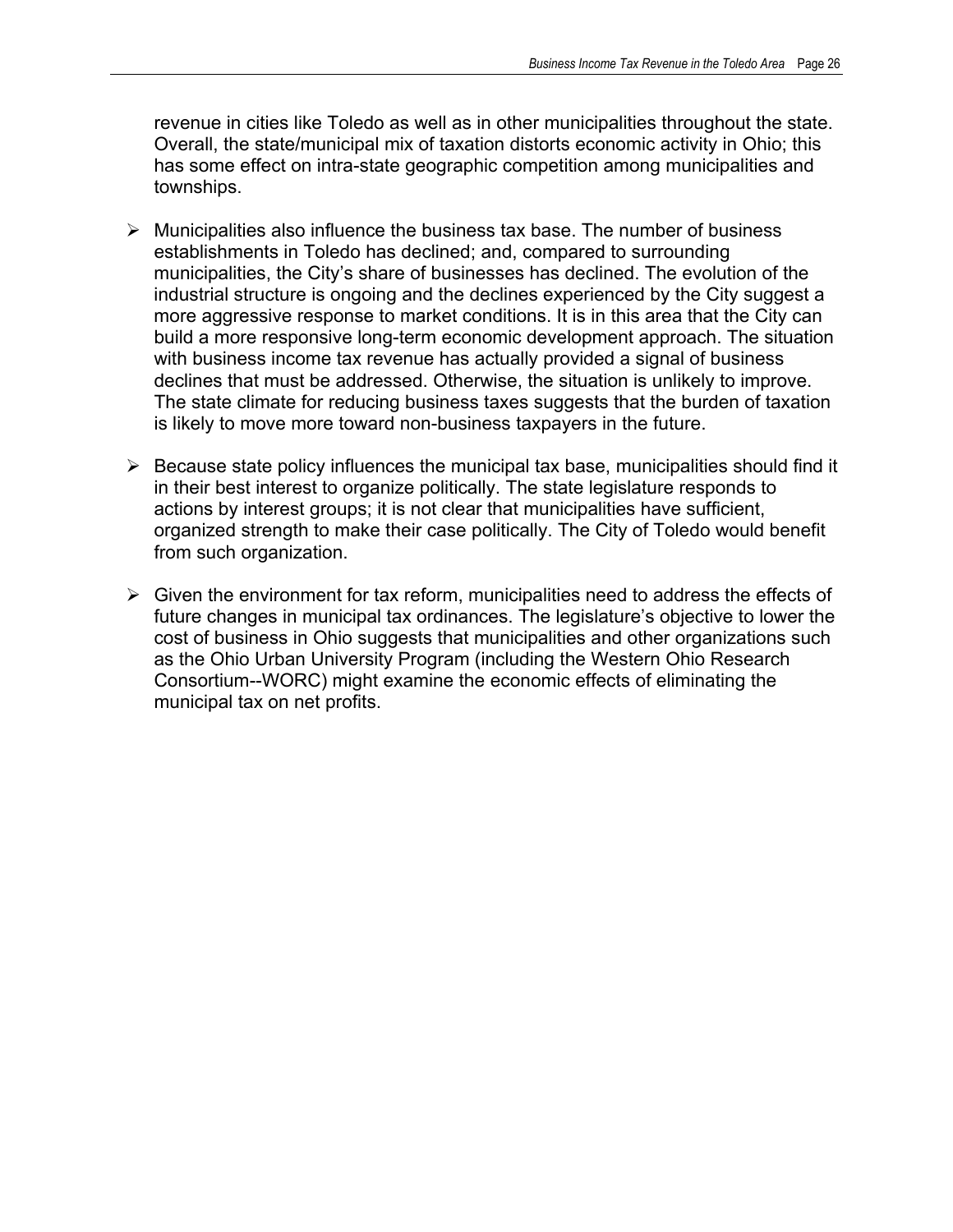revenue in cities like Toledo as well as in other municipalities throughout the state. Overall, the state/municipal mix of taxation distorts economic activity in Ohio; this has some effect on intra-state geographic competition among municipalities and townships.

- Municipalities also influence the business tax base. The number of business establishments in Toledo has declined; and, compared to surrounding municipalities, the City's share of businesses has declined. The evolution of the industrial structure is ongoing and the declines experienced by the City suggest a more aggressive response to market conditions. It is in this area that the City can build a more responsive long-term economic development approach. The situation with business income tax revenue has actually provided a signal of business declines that must be addressed. Otherwise, the situation is unlikely to improve. The state climate for reducing business taxes suggests that the burden of taxation is likely to move more toward non-business taxpayers in the future.

- Because state policy influences the municipal tax base, municipalities should find it in their best interest to organize politically. The state legislature responds to actions by interest groups; it is not clear that municipalities have sufficient, organized strength to make their case politically. The City of Toledo would benefit from such organization.

- Given the environment for tax reform, municipalities need to address the effects of future changes in municipal tax ordinances. The legislature's objective to lower the cost of business in Ohio suggests that municipalities and other organizations such as the Ohio Urban University Program (including the Western Ohio Research Consortium--WORC) might examine the economic effects of eliminating the municipal tax on net profits.